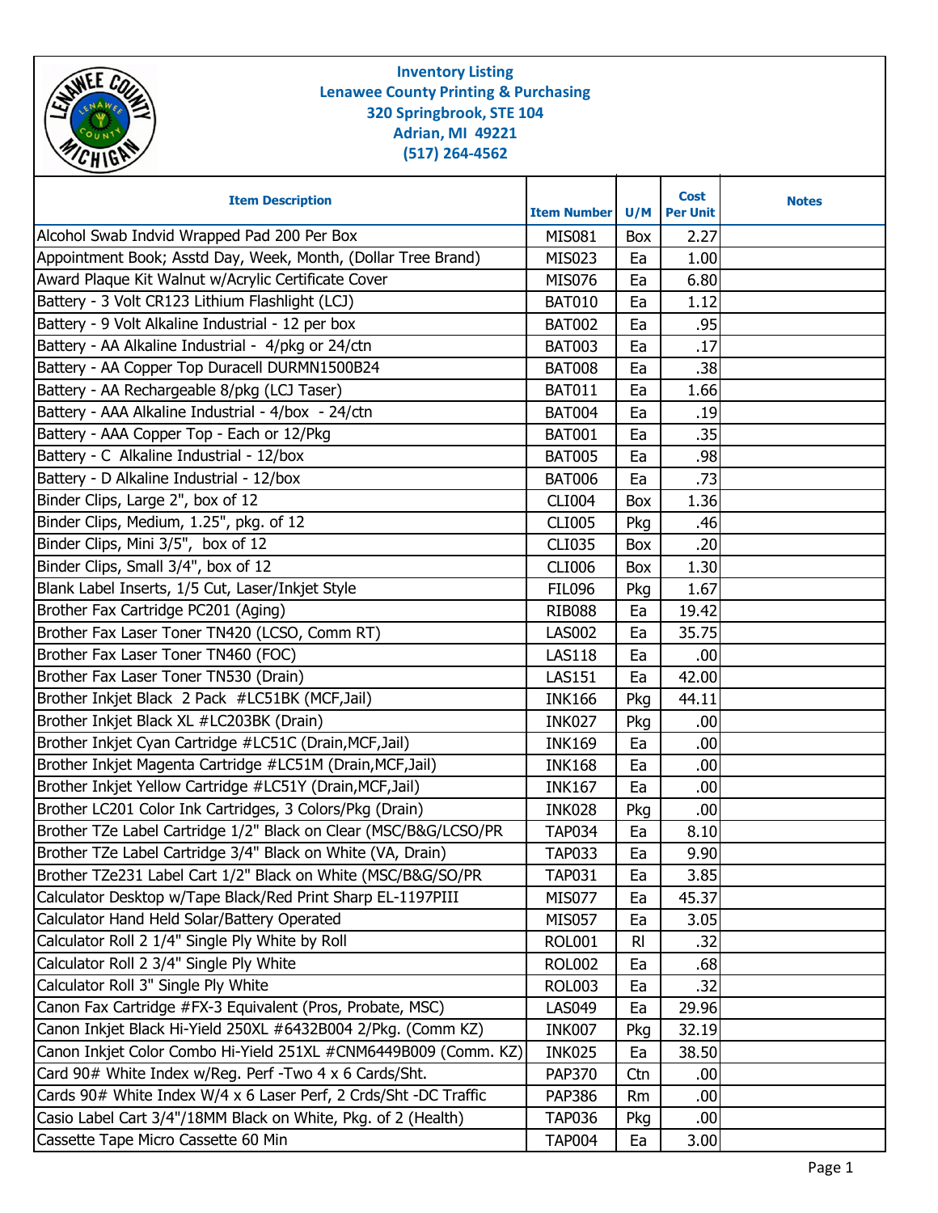**Inventory Listing**
**Lenawee County Printing & Purchasing**
**320 Springbrook, STE 104**
**Adrian, MI 49221**
**(517) 264-4562**

| Item Description | Item Number | U/M | Cost Per Unit | Notes |
|---|---|---|---|---|
| Alcohol Swab Indvid Wrapped Pad 200 Per Box | MIS081 | Box | 2.27 | |
| Appointment Book; Asstd Day, Week, Month, (Dollar Tree Brand) | MIS023 | Ea | 1.00 | |
| Award Plaque Kit Walnut w/Acrylic Certificate Cover | MIS076 | Ea | 6.80 | |
| Battery - 3 Volt CR123 Lithium Flashlight (LCJ) | BAT010 | Ea | 1.12 | |
| Battery - 9 Volt Alkaline Industrial - 12 per box | BAT002 | Ea | .95 | |
| Battery - AA Alkaline Industrial - 4/pkg or 24/ctn | BAT003 | Ea | .17 | |
| Battery - AA Copper Top Duracell DURMN1500B24 | BAT008 | Ea | .38 | |
| Battery - AA Rechargeable 8/pkg (LCJ Taser) | BAT011 | Ea | 1.66 | |
| Battery - AAA Alkaline Industrial - 4/box - 24/ctn | BAT004 | Ea | .19 | |
| Battery - AAA Copper Top - Each or 12/Pkg | BAT001 | Ea | .35 | |
| Battery - C Alkaline Industrial - 12/box | BAT005 | Ea | .98 | |
| Battery - D Alkaline Industrial - 12/box | BAT006 | Ea | .73 | |
| Binder Clips, Large 2", box of 12 | CLI004 | Box | 1.36 | |
| Binder Clips, Medium, 1.25", pkg. of 12 | CLI005 | Pkg | .46 | |
| Binder Clips, Mini 3/5", box of 12 | CLI035 | Box | .20 | |
| Binder Clips, Small 3/4", box of 12 | CLI006 | Box | 1.30 | |
| Blank Label Inserts, 1/5 Cut, Laser/Inkjet Style | FIL096 | Pkg | 1.67 | |
| Brother Fax Cartridge PC201 (Aging) | RIB088 | Ea | 19.42 | |
| Brother Fax Laser Toner TN420 (LCSO, Comm RT) | LAS002 | Ea | 35.75 | |
| Brother Fax Laser Toner TN460 (FOC) | LAS118 | Ea | .00 | |
| Brother Fax Laser Toner TN530 (Drain) | LAS151 | Ea | 42.00 | |
| Brother Inkjet Black 2 Pack #LC51BK (MCF,Jail) | INK166 | Pkg | 44.11 | |
| Brother Inkjet Black XL #LC203BK (Drain) | INK027 | Pkg | .00 | |
| Brother Inkjet Cyan Cartridge #LC51C (Drain,MCF,Jail) | INK169 | Ea | .00 | |
| Brother Inkjet Magenta Cartridge #LC51M (Drain,MCF,Jail) | INK168 | Ea | .00 | |
| Brother Inkjet Yellow Cartridge #LC51Y (Drain,MCF,Jail) | INK167 | Ea | .00 | |
| Brother LC201 Color Ink Cartridges, 3 Colors/Pkg (Drain) | INK028 | Pkg | .00 | |
| Brother TZe Label Cartridge 1/2" Black on Clear (MSC/B&G/LCSO/PR | TAP034 | Ea | 8.10 | |
| Brother TZe Label Cartridge 3/4" Black on White (VA, Drain) | TAP033 | Ea | 9.90 | |
| Brother TZe231 Label Cart 1/2" Black on White (MSC/B&G/SO/PR | TAP031 | Ea | 3.85 | |
| Calculator Desktop w/Tape Black/Red Print Sharp EL-1197PIII | MIS077 | Ea | 45.37 | |
| Calculator Hand Held Solar/Battery Operated | MIS057 | Ea | 3.05 | |
| Calculator Roll 2 1/4" Single Ply White by Roll | ROL001 | Rl | .32 | |
| Calculator Roll 2 3/4" Single Ply White | ROL002 | Ea | .68 | |
| Calculator Roll 3" Single Ply White | ROL003 | Ea | .32 | |
| Canon Fax Cartridge #FX-3 Equivalent (Pros, Probate, MSC) | LAS049 | Ea | 29.96 | |
| Canon Inkjet Black Hi-Yield 250XL #6432B004 2/Pkg. (Comm KZ) | INK007 | Pkg | 32.19 | |
| Canon Inkjet Color Combo Hi-Yield 251XL #CNM6449B009 (Comm. KZ) | INK025 | Ea | 38.50 | |
| Card 90# White Index w/Reg. Perf -Two 4 x 6 Cards/Sht. | PAP370 | Ctn | .00 | |
| Cards 90# White Index W/4 x 6 Laser Perf, 2 Crds/Sht -DC Traffic | PAP386 | Rm | .00 | |
| Casio Label Cart 3/4"/18MM Black on White, Pkg. of 2 (Health) | TAP036 | Pkg | .00 | |
| Cassette Tape Micro Cassette 60 Min | TAP004 | Ea | 3.00 | |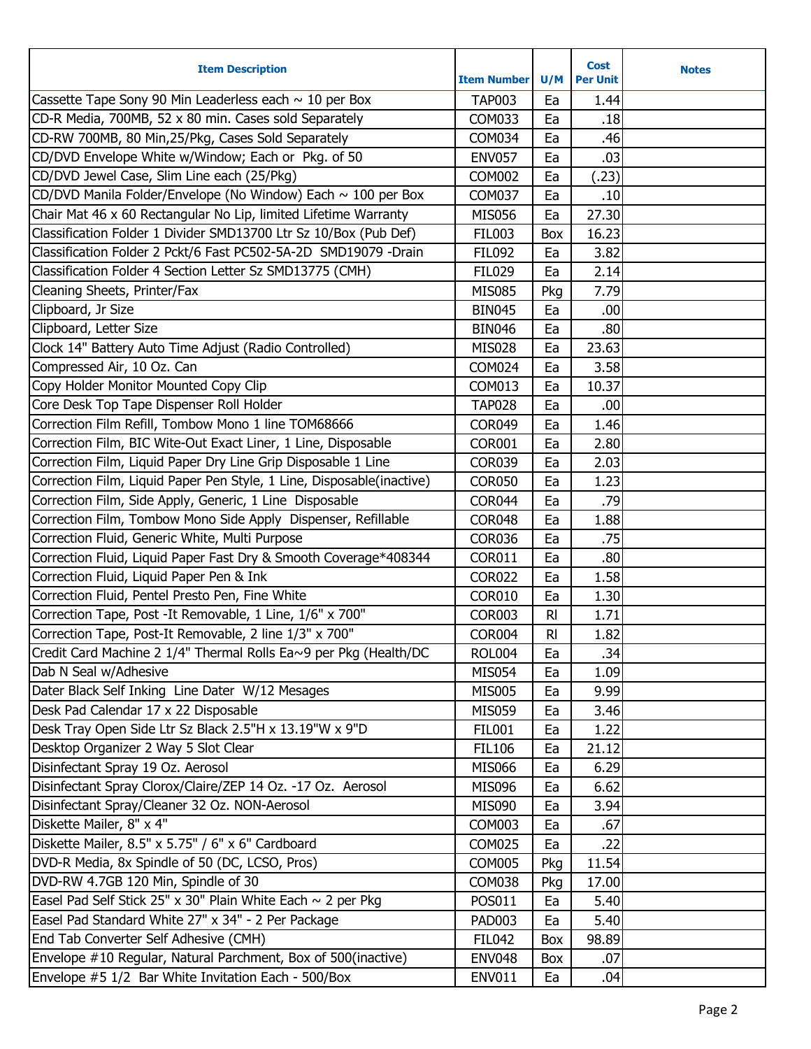| Item Description | Item Number | U/M | Cost Per Unit | Notes |
|---|---|---|---|---|
| Cassette Tape Sony 90 Min Leaderless each ~ 10 per Box | TAP003 | Ea | 1.44 | |
| CD-R Media, 700MB, 52 x 80 min. Cases sold Separately | COM033 | Ea | .18 | |
| CD-RW 700MB, 80 Min,25/Pkg, Cases Sold Separately | COM034 | Ea | .46 | |
| CD/DVD Envelope White w/Window; Each or Pkg. of 50 | ENV057 | Ea | .03 | |
| CD/DVD Jewel Case, Slim Line each (25/Pkg) | COM002 | Ea | (.23) | |
| CD/DVD Manila Folder/Envelope (No Window) Each ~ 100 per Box | COM037 | Ea | .10 | |
| Chair Mat 46 x 60 Rectangular No Lip, limited Lifetime Warranty | MIS056 | Ea | 27.30 | |
| Classification Folder 1 Divider SMD13700 Ltr Sz 10/Box (Pub Def) | FIL003 | Box | 16.23 | |
| Classification Folder 2 Pckt/6 Fast PC502-5A-2D SMD19079 -Drain | FIL092 | Ea | 3.82 | |
| Classification Folder 4 Section Letter Sz SMD13775 (CMH) | FIL029 | Ea | 2.14 | |
| Cleaning Sheets, Printer/Fax | MIS085 | Pkg | 7.79 | |
| Clipboard, Jr Size | BIN045 | Ea | .00 | |
| Clipboard, Letter Size | BIN046 | Ea | .80 | |
| Clock 14" Battery Auto Time Adjust (Radio Controlled) | MIS028 | Ea | 23.63 | |
| Compressed Air, 10 Oz. Can | COM024 | Ea | 3.58 | |
| Copy Holder Monitor Mounted Copy Clip | COM013 | Ea | 10.37 | |
| Core Desk Top Tape Dispenser Roll Holder | TAP028 | Ea | .00 | |
| Correction Film Refill, Tombow Mono 1 line TOM68666 | COR049 | Ea | 1.46 | |
| Correction Film, BIC Wite-Out Exact Liner, 1 Line, Disposable | COR001 | Ea | 2.80 | |
| Correction Film, Liquid Paper Dry Line Grip Disposable 1 Line | COR039 | Ea | 2.03 | |
| Correction Film, Liquid Paper Pen Style, 1 Line, Disposable(inactive) | COR050 | Ea | 1.23 | |
| Correction Film, Side Apply, Generic, 1 Line Disposable | COR044 | Ea | .79 | |
| Correction Film, Tombow Mono Side Apply Dispenser, Refillable | COR048 | Ea | 1.88 | |
| Correction Fluid, Generic White, Multi Purpose | COR036 | Ea | .75 | |
| Correction Fluid, Liquid Paper Fast Dry & Smooth Coverage*408344 | COR011 | Ea | .80 | |
| Correction Fluid, Liquid Paper Pen & Ink | COR022 | Ea | 1.58 | |
| Correction Fluid, Pentel Presto Pen, Fine White | COR010 | Ea | 1.30 | |
| Correction Tape, Post -It Removable, 1 Line, 1/6" x 700" | COR003 | Rl | 1.71 | |
| Correction Tape, Post-It Removable, 2 line 1/3" x 700" | COR004 | Rl | 1.82 | |
| Credit Card Machine 2 1/4" Thermal Rolls Ea~9 per Pkg (Health/DC | ROL004 | Ea | .34 | |
| Dab N Seal w/Adhesive | MIS054 | Ea | 1.09 | |
| Dater Black Self Inking Line Dater W/12 Mesages | MIS005 | Ea | 9.99 | |
| Desk Pad Calendar 17 x 22 Disposable | MIS059 | Ea | 3.46 | |
| Desk Tray Open Side Ltr Sz Black 2.5"H x 13.19"W x 9"D | FIL001 | Ea | 1.22 | |
| Desktop Organizer 2 Way 5 Slot Clear | FIL106 | Ea | 21.12 | |
| Disinfectant Spray 19 Oz. Aerosol | MIS066 | Ea | 6.29 | |
| Disinfectant Spray Clorox/Claire/ZEP 14 Oz. -17 Oz. Aerosol | MIS096 | Ea | 6.62 | |
| Disinfectant Spray/Cleaner 32 Oz. NON-Aerosol | MIS090 | Ea | 3.94 | |
| Diskette Mailer, 8" x 4" | COM003 | Ea | .67 | |
| Diskette Mailer, 8.5" x 5.75" / 6" x 6" Cardboard | COM025 | Ea | .22 | |
| DVD-R Media, 8x Spindle of 50 (DC, LCSO, Pros) | COM005 | Pkg | 11.54 | |
| DVD-RW 4.7GB 120 Min, Spindle of 30 | COM038 | Pkg | 17.00 | |
| Easel Pad Self Stick 25" x 30" Plain White Each ~ 2 per Pkg | POS011 | Ea | 5.40 | |
| Easel Pad Standard White 27" x 34" - 2 Per Package | PAD003 | Ea | 5.40 | |
| End Tab Converter Self Adhesive (CMH) | FIL042 | Box | 98.89 | |
| Envelope #10 Regular, Natural Parchment, Box of 500(inactive) | ENV048 | Box | .07 | |
| Envelope #5 1/2 Bar White Invitation Each - 500/Box | ENV011 | Ea | .04 | |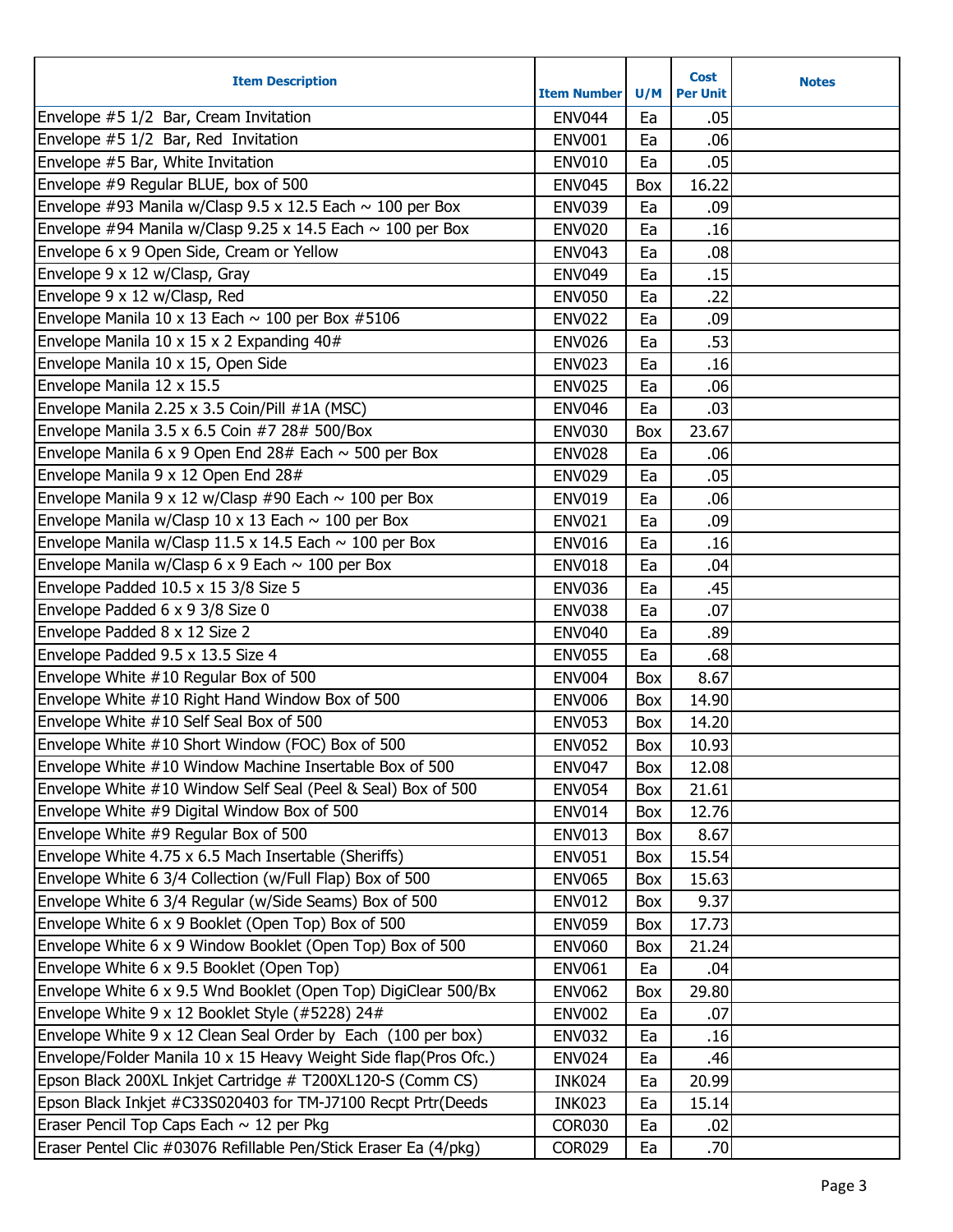| Item Description | Item Number | U/M | Cost Per Unit | Notes |
| --- | --- | --- | --- | --- |
| Envelope #5 1/2 Bar, Cream Invitation | ENV044 | Ea | .05 | |
| Envelope #5 1/2 Bar, Red Invitation | ENV001 | Ea | .06 | |
| Envelope #5 Bar, White Invitation | ENV010 | Ea | .05 | |
| Envelope #9 Regular BLUE, box of 500 | ENV045 | Box | 16.22 | |
| Envelope #93 Manila w/Clasp 9.5 x 12.5 Each ~ 100 per Box | ENV039 | Ea | .09 | |
| Envelope #94 Manila w/Clasp 9.25 x 14.5 Each ~ 100 per Box | ENV020 | Ea | .16 | |
| Envelope 6 x 9 Open Side, Cream or Yellow | ENV043 | Ea | .08 | |
| Envelope 9 x 12 w/Clasp, Gray | ENV049 | Ea | .15 | |
| Envelope 9 x 12 w/Clasp, Red | ENV050 | Ea | .22 | |
| Envelope Manila 10 x 13 Each ~ 100 per Box #5106 | ENV022 | Ea | .09 | |
| Envelope Manila 10 x 15 x 2 Expanding 40# | ENV026 | Ea | .53 | |
| Envelope Manila 10 x 15, Open Side | ENV023 | Ea | .16 | |
| Envelope Manila 12 x 15.5 | ENV025 | Ea | .06 | |
| Envelope Manila 2.25 x 3.5 Coin/Pill #1A (MSC) | ENV046 | Ea | .03 | |
| Envelope Manila 3.5 x 6.5 Coin #7 28# 500/Box | ENV030 | Box | 23.67 | |
| Envelope Manila 6 x 9 Open End 28# Each ~ 500 per Box | ENV028 | Ea | .06 | |
| Envelope Manila 9 x 12 Open End 28# | ENV029 | Ea | .05 | |
| Envelope Manila 9 x 12 w/Clasp #90 Each ~ 100 per Box | ENV019 | Ea | .06 | |
| Envelope Manila w/Clasp 10 x 13 Each ~ 100 per Box | ENV021 | Ea | .09 | |
| Envelope Manila w/Clasp 11.5 x 14.5 Each ~ 100 per Box | ENV016 | Ea | .16 | |
| Envelope Manila w/Clasp 6 x 9 Each ~ 100 per Box | ENV018 | Ea | .04 | |
| Envelope Padded 10.5 x 15 3/8 Size 5 | ENV036 | Ea | .45 | |
| Envelope Padded 6 x 9 3/8 Size 0 | ENV038 | Ea | .07 | |
| Envelope Padded 8 x 12 Size 2 | ENV040 | Ea | .89 | |
| Envelope Padded 9.5 x 13.5 Size 4 | ENV055 | Ea | .68 | |
| Envelope White #10 Regular Box of 500 | ENV004 | Box | 8.67 | |
| Envelope White #10 Right Hand Window Box of 500 | ENV006 | Box | 14.90 | |
| Envelope White #10 Self Seal Box of 500 | ENV053 | Box | 14.20 | |
| Envelope White #10 Short Window (FOC) Box of 500 | ENV052 | Box | 10.93 | |
| Envelope White #10 Window Machine Insertable Box of 500 | ENV047 | Box | 12.08 | |
| Envelope White #10 Window Self Seal (Peel & Seal) Box of 500 | ENV054 | Box | 21.61 | |
| Envelope White #9 Digital Window Box of 500 | ENV014 | Box | 12.76 | |
| Envelope White #9 Regular Box of 500 | ENV013 | Box | 8.67 | |
| Envelope White 4.75 x 6.5 Mach Insertable (Sheriffs) | ENV051 | Box | 15.54 | |
| Envelope White 6 3/4 Collection (w/Full Flap) Box of 500 | ENV065 | Box | 15.63 | |
| Envelope White 6 3/4 Regular (w/Side Seams) Box of 500 | ENV012 | Box | 9.37 | |
| Envelope White 6 x 9 Booklet (Open Top) Box of 500 | ENV059 | Box | 17.73 | |
| Envelope White 6 x 9 Window Booklet (Open Top) Box of 500 | ENV060 | Box | 21.24 | |
| Envelope White 6 x 9.5 Booklet (Open Top) | ENV061 | Ea | .04 | |
| Envelope White 6 x 9.5 Wnd Booklet (Open Top) DigiClear 500/Bx | ENV062 | Box | 29.80 | |
| Envelope White 9 x 12 Booklet Style (#5228) 24# | ENV002 | Ea | .07 | |
| Envelope White 9 x 12 Clean Seal Order by Each (100 per box) | ENV032 | Ea | .16 | |
| Envelope/Folder Manila 10 x 15 Heavy Weight Side flap(Pros Ofc.) | ENV024 | Ea | .46 | |
| Epson Black 200XL Inkjet Cartridge # T200XL120-S (Comm CS) | INK024 | Ea | 20.99 | |
| Epson Black Inkjet #C33S020403 for TM-J7100 Recpt Prtr(Deeds | INK023 | Ea | 15.14 | |
| Eraser Pencil Top Caps Each ~ 12 per Pkg | COR030 | Ea | .02 | |
| Eraser Pentel Clic #03076 Refillable Pen/Stick Eraser Ea (4/pkg) | COR029 | Ea | .70 | |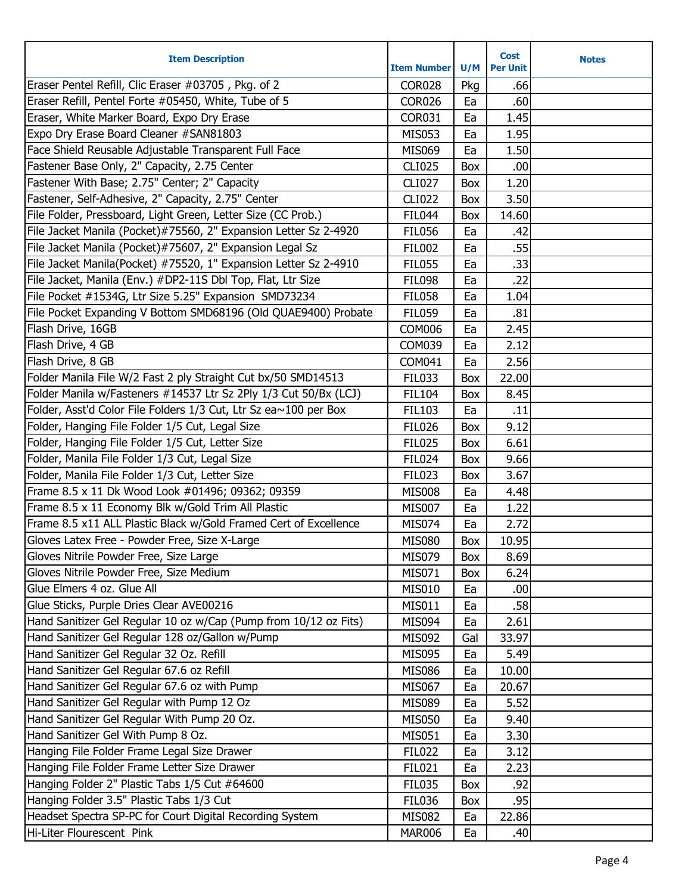| Item Description | Item Number | U/M | Cost Per Unit | Notes |
|---|---|---|---|---|
| Eraser Pentel Refill, Clic Eraser #03705 , Pkg. of 2 | COR028 | Pkg | .66 | |
| Eraser Refill, Pentel Forte #05450, White, Tube of 5 | COR026 | Ea | .60 | |
| Eraser, White Marker Board, Expo Dry Erase | COR031 | Ea | 1.45 | |
| Expo Dry Erase Board Cleaner #SAN81803 | MIS053 | Ea | 1.95 | |
| Face Shield Reusable Adjustable Transparent Full Face | MIS069 | Ea | 1.50 | |
| Fastener Base Only, 2" Capacity, 2.75 Center | CLI025 | Box | .00 | |
| Fastener With Base; 2.75" Center; 2" Capacity | CLI027 | Box | 1.20 | |
| Fastener, Self-Adhesive, 2" Capacity, 2.75" Center | CLI022 | Box | 3.50 | |
| File Folder, Pressboard, Light Green, Letter Size (CC Prob.) | FIL044 | Box | 14.60 | |
| File Jacket Manila (Pocket)#75560, 2" Expansion Letter Sz 2-4920 | FIL056 | Ea | .42 | |
| File Jacket Manila (Pocket)#75607, 2" Expansion Legal Sz | FIL002 | Ea | .55 | |
| File Jacket Manila(Pocket) #75520, 1" Expansion Letter Sz 2-4910 | FIL055 | Ea | .33 | |
| File Jacket, Manila (Env.) #DP2-11S Dbl Top, Flat, Ltr Size | FIL098 | Ea | .22 | |
| File Pocket #1534G, Ltr Size 5.25" Expansion SMD73234 | FIL058 | Ea | 1.04 | |
| File Pocket Expanding V Bottom SMD68196 (Old QUAE9400) Probate | FIL059 | Ea | .81 | |
| Flash Drive, 16GB | COM006 | Ea | 2.45 | |
| Flash Drive, 4 GB | COM039 | Ea | 2.12 | |
| Flash Drive, 8 GB | COM041 | Ea | 2.56 | |
| Folder Manila File W/2 Fast 2 ply Straight Cut bx/50 SMD14513 | FIL033 | Box | 22.00 | |
| Folder Manila w/Fasteners #14537 Ltr Sz 2Ply 1/3 Cut 50/Bx (LCJ) | FIL104 | Box | 8.45 | |
| Folder, Asst'd Color File Folders 1/3 Cut, Ltr Sz ea~100 per Box | FIL103 | Ea | .11 | |
| Folder, Hanging File Folder 1/5 Cut, Legal Size | FIL026 | Box | 9.12 | |
| Folder, Hanging File Folder 1/5 Cut, Letter Size | FIL025 | Box | 6.61 | |
| Folder, Manila File Folder 1/3 Cut, Legal Size | FIL024 | Box | 9.66 | |
| Folder, Manila File Folder 1/3 Cut, Letter Size | FIL023 | Box | 3.67 | |
| Frame 8.5 x 11 Dk Wood Look #01496; 09362; 09359 | MIS008 | Ea | 4.48 | |
| Frame 8.5 x 11 Economy Blk w/Gold Trim All Plastic | MIS007 | Ea | 1.22 | |
| Frame 8.5 x11 ALL Plastic Black w/Gold Framed Cert of Excellence | MIS074 | Ea | 2.72 | |
| Gloves Latex Free - Powder Free, Size X-Large | MIS080 | Box | 10.95 | |
| Gloves Nitrile Powder Free, Size Large | MIS079 | Box | 8.69 | |
| Gloves Nitrile Powder Free, Size Medium | MIS071 | Box | 6.24 | |
| Glue Elmers 4 oz. Glue All | MIS010 | Ea | .00 | |
| Glue Sticks, Purple Dries Clear AVE00216 | MIS011 | Ea | .58 | |
| Hand Sanitizer Gel Regular 10 oz w/Cap (Pump from 10/12 oz Fits) | MIS094 | Ea | 2.61 | |
| Hand Sanitizer Gel Regular 128 oz/Gallon w/Pump | MIS092 | Gal | 33.97 | |
| Hand Sanitizer Gel Regular 32 Oz. Refill | MIS095 | Ea | 5.49 | |
| Hand Sanitizer Gel Regular 67.6 oz Refill | MIS086 | Ea | 10.00 | |
| Hand Sanitizer Gel Regular 67.6 oz with Pump | MIS067 | Ea | 20.67 | |
| Hand Sanitizer Gel Regular with Pump 12 Oz | MIS089 | Ea | 5.52 | |
| Hand Sanitizer Gel Regular With Pump 20 Oz. | MIS050 | Ea | 9.40 | |
| Hand Sanitizer Gel With Pump 8 Oz. | MIS051 | Ea | 3.30 | |
| Hanging File Folder Frame Legal Size Drawer | FIL022 | Ea | 3.12 | |
| Hanging File Folder Frame Letter Size Drawer | FIL021 | Ea | 2.23 | |
| Hanging Folder 2" Plastic Tabs 1/5 Cut #64600 | FIL035 | Box | .92 | |
| Hanging Folder 3.5" Plastic Tabs 1/3 Cut | FIL036 | Box | .95 | |
| Headset Spectra SP-PC for Court Digital Recording System | MIS082 | Ea | 22.86 | |
| Hi-Liter Flourescent Pink | MAR006 | Ea | .40 | |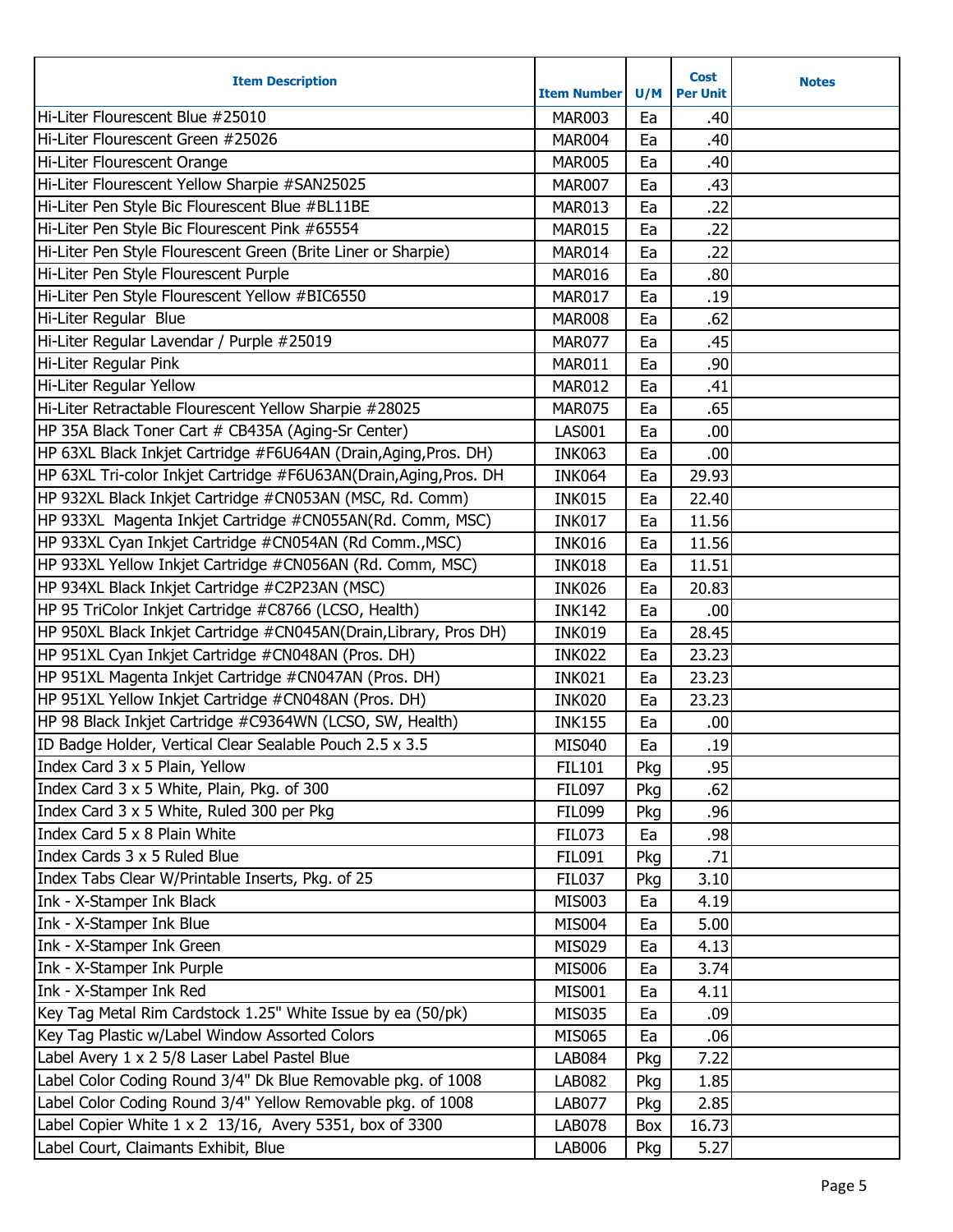| Item Description | Item Number | U/M | Cost Per Unit | Notes |
|---|---|---|---|---|
| Hi-Liter Flourescent Blue #25010 | MAR003 | Ea | .40 | |
| Hi-Liter Flourescent Green #25026 | MAR004 | Ea | .40 | |
| Hi-Liter Flourescent Orange | MAR005 | Ea | .40 | |
| Hi-Liter Flourescent Yellow Sharpie #SAN25025 | MAR007 | Ea | .43 | |
| Hi-Liter Pen Style Bic Flourescent Blue #BL11BE | MAR013 | Ea | .22 | |
| Hi-Liter Pen Style Bic Flourescent Pink #65554 | MAR015 | Ea | .22 | |
| Hi-Liter Pen Style Flourescent Green (Brite Liner or Sharpie) | MAR014 | Ea | .22 | |
| Hi-Liter Pen Style Flourescent Purple | MAR016 | Ea | .80 | |
| Hi-Liter Pen Style Flourescent Yellow #BIC6550 | MAR017 | Ea | .19 | |
| Hi-Liter Regular Blue | MAR008 | Ea | .62 | |
| Hi-Liter Regular Lavendar / Purple #25019 | MAR077 | Ea | .45 | |
| Hi-Liter Regular Pink | MAR011 | Ea | .90 | |
| Hi-Liter Regular Yellow | MAR012 | Ea | .41 | |
| Hi-Liter Retractable Flourescent Yellow Sharpie #28025 | MAR075 | Ea | .65 | |
| HP 35A Black Toner Cart # CB435A (Aging-Sr Center) | LAS001 | Ea | .00 | |
| HP 63XL Black Inkjet Cartridge #F6U64AN (Drain,Aging,Pros. DH) | INK063 | Ea | .00 | |
| HP 63XL Tri-color Inkjet Cartridge #F6U63AN(Drain,Aging,Pros. DH | INK064 | Ea | 29.93 | |
| HP 932XL Black Inkjet Cartridge #CN053AN (MSC, Rd. Comm) | INK015 | Ea | 22.40 | |
| HP 933XL Magenta Inkjet Cartridge #CN055AN(Rd. Comm, MSC) | INK017 | Ea | 11.56 | |
| HP 933XL Cyan Inkjet Cartridge #CN054AN (Rd Comm.,MSC) | INK016 | Ea | 11.56 | |
| HP 933XL Yellow Inkjet Cartridge #CN056AN (Rd. Comm, MSC) | INK018 | Ea | 11.51 | |
| HP 934XL Black Inkjet Cartridge #C2P23AN (MSC) | INK026 | Ea | 20.83 | |
| HP 95 TriColor Inkjet Cartridge #C8766 (LCSO, Health) | INK142 | Ea | .00 | |
| HP 950XL Black Inkjet Cartridge #CN045AN(Drain,Library, Pros DH) | INK019 | Ea | 28.45 | |
| HP 951XL Cyan Inkjet Cartridge #CN048AN (Pros. DH) | INK022 | Ea | 23.23 | |
| HP 951XL Magenta Inkjet Cartridge #CN047AN (Pros. DH) | INK021 | Ea | 23.23 | |
| HP 951XL Yellow Inkjet Cartridge #CN048AN (Pros. DH) | INK020 | Ea | 23.23 | |
| HP 98 Black Inkjet Cartridge #C9364WN (LCSO, SW, Health) | INK155 | Ea | .00 | |
| ID Badge Holder, Vertical Clear Sealable Pouch 2.5 x 3.5 | MIS040 | Ea | .19 | |
| Index Card 3 x 5 Plain, Yellow | FIL101 | Pkg | .95 | |
| Index Card 3 x 5 White, Plain, Pkg. of 300 | FIL097 | Pkg | .62 | |
| Index Card 3 x 5 White, Ruled 300 per Pkg | FIL099 | Pkg | .96 | |
| Index Card 5 x 8 Plain White | FIL073 | Ea | .98 | |
| Index Cards 3 x 5 Ruled Blue | FIL091 | Pkg | .71 | |
| Index Tabs Clear W/Printable Inserts, Pkg. of 25 | FIL037 | Pkg | 3.10 | |
| Ink - X-Stamper Ink Black | MIS003 | Ea | 4.19 | |
| Ink - X-Stamper Ink Blue | MIS004 | Ea | 5.00 | |
| Ink - X-Stamper Ink Green | MIS029 | Ea | 4.13 | |
| Ink - X-Stamper Ink Purple | MIS006 | Ea | 3.74 | |
| Ink - X-Stamper Ink Red | MIS001 | Ea | 4.11 | |
| Key Tag Metal Rim Cardstock 1.25" White Issue by ea (50/pk) | MIS035 | Ea | .09 | |
| Key Tag Plastic w/Label Window Assorted Colors | MIS065 | Ea | .06 | |
| Label Avery 1 x 2 5/8 Laser Label Pastel Blue | LAB084 | Pkg | 7.22 | |
| Label Color Coding Round 3/4" Dk Blue Removable pkg. of 1008 | LAB082 | Pkg | 1.85 | |
| Label Color Coding Round 3/4" Yellow Removable pkg. of 1008 | LAB077 | Pkg | 2.85 | |
| Label Copier White 1 x 2 13/16, Avery 5351, box of 3300 | LAB078 | Box | 16.73 | |
| Label Court, Claimants Exhibit, Blue | LAB006 | Pkg | 5.27 | |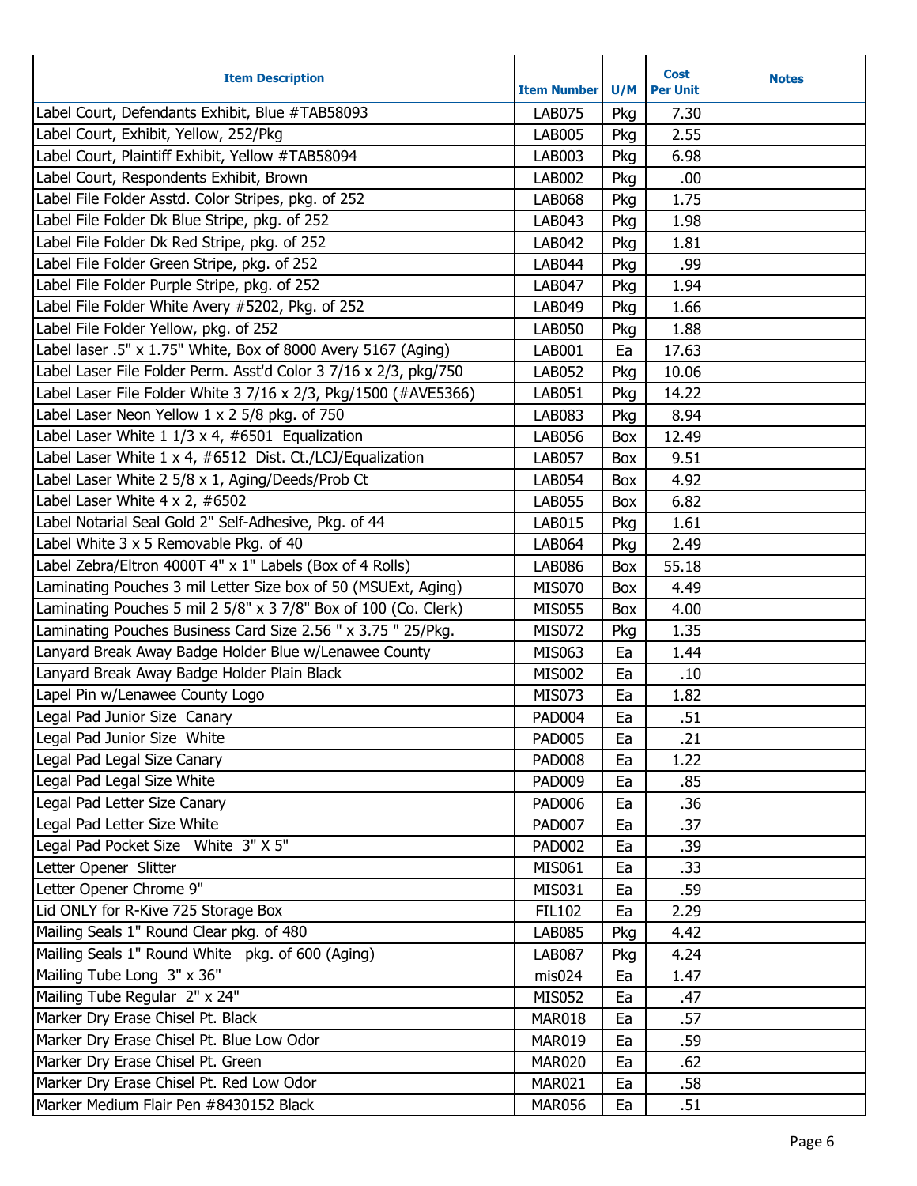| Item Description | Item Number | U/M | Cost Per Unit | Notes |
|---|---|---|---|---|
| Label Court, Defendants Exhibit, Blue #TAB58093 | LAB075 | Pkg | 7.30 | |
| Label Court, Exhibit, Yellow, 252/Pkg | LAB005 | Pkg | 2.55 | |
| Label Court, Plaintiff Exhibit, Yellow #TAB58094 | LAB003 | Pkg | 6.98 | |
| Label Court, Respondents Exhibit, Brown | LAB002 | Pkg | .00 | |
| Label File Folder Asstd. Color Stripes, pkg. of 252 | LAB068 | Pkg | 1.75 | |
| Label File Folder Dk Blue Stripe, pkg. of 252 | LAB043 | Pkg | 1.98 | |
| Label File Folder Dk Red Stripe, pkg. of 252 | LAB042 | Pkg | 1.81 | |
| Label File Folder Green Stripe, pkg. of 252 | LAB044 | Pkg | .99 | |
| Label File Folder Purple Stripe, pkg. of 252 | LAB047 | Pkg | 1.94 | |
| Label File Folder White Avery #5202, Pkg. of 252 | LAB049 | Pkg | 1.66 | |
| Label File Folder Yellow, pkg. of 252 | LAB050 | Pkg | 1.88 | |
| Label laser .5" x 1.75" White, Box of 8000 Avery 5167 (Aging) | LAB001 | Ea | 17.63 | |
| Label Laser File Folder Perm. Asst'd Color 3 7/16 x 2/3, pkg/750 | LAB052 | Pkg | 10.06 | |
| Label Laser File Folder White 3 7/16 x 2/3, Pkg/1500 (#AVE5366) | LAB051 | Pkg | 14.22 | |
| Label Laser Neon Yellow 1 x 2 5/8 pkg. of 750 | LAB083 | Pkg | 8.94 | |
| Label Laser White 1 1/3 x 4, #6501 Equalization | LAB056 | Box | 12.49 | |
| Label Laser White 1 x 4, #6512 Dist. Ct./LCJ/Equalization | LAB057 | Box | 9.51 | |
| Label Laser White 2 5/8 x 1, Aging/Deeds/Prob Ct | LAB054 | Box | 4.92 | |
| Label Laser White 4 x 2, #6502 | LAB055 | Box | 6.82 | |
| Label Notarial Seal Gold 2" Self-Adhesive, Pkg. of 44 | LAB015 | Pkg | 1.61 | |
| Label White 3 x 5 Removable Pkg. of 40 | LAB064 | Pkg | 2.49 | |
| Label Zebra/Eltron 4000T 4" x 1" Labels (Box of 4 Rolls) | LAB086 | Box | 55.18 | |
| Laminating Pouches 3 mil Letter Size box of 50 (MSUExt, Aging) | MIS070 | Box | 4.49 | |
| Laminating Pouches 5 mil 2 5/8" x 3 7/8" Box of 100 (Co. Clerk) | MIS055 | Box | 4.00 | |
| Laminating Pouches Business Card Size 2.56 " x 3.75 " 25/Pkg. | MIS072 | Pkg | 1.35 | |
| Lanyard Break Away Badge Holder Blue w/Lenawee County | MIS063 | Ea | 1.44 | |
| Lanyard Break Away Badge Holder Plain Black | MIS002 | Ea | .10 | |
| Lapel Pin w/Lenawee County Logo | MIS073 | Ea | 1.82 | |
| Legal Pad Junior Size Canary | PAD004 | Ea | .51 | |
| Legal Pad Junior Size White | PAD005 | Ea | .21 | |
| Legal Pad Legal Size Canary | PAD008 | Ea | 1.22 | |
| Legal Pad Legal Size White | PAD009 | Ea | .85 | |
| Legal Pad Letter Size Canary | PAD006 | Ea | .36 | |
| Legal Pad Letter Size White | PAD007 | Ea | .37 | |
| Legal Pad Pocket Size White 3" X 5" | PAD002 | Ea | .39 | |
| Letter Opener Slitter | MIS061 | Ea | .33 | |
| Letter Opener Chrome 9" | MIS031 | Ea | .59 | |
| Lid ONLY for R-Kive 725 Storage Box | FIL102 | Ea | 2.29 | |
| Mailing Seals 1" Round Clear pkg. of 480 | LAB085 | Pkg | 4.42 | |
| Mailing Seals 1" Round White pkg. of 600 (Aging) | LAB087 | Pkg | 4.24 | |
| Mailing Tube Long 3" x 36" | mis024 | Ea | 1.47 | |
| Mailing Tube Regular 2" x 24" | MIS052 | Ea | .47 | |
| Marker Dry Erase Chisel Pt. Black | MAR018 | Ea | .57 | |
| Marker Dry Erase Chisel Pt. Blue Low Odor | MAR019 | Ea | .59 | |
| Marker Dry Erase Chisel Pt. Green | MAR020 | Ea | .62 | |
| Marker Dry Erase Chisel Pt. Red Low Odor | MAR021 | Ea | .58 | |
| Marker Medium Flair Pen #8430152 Black | MAR056 | Ea | .51 | |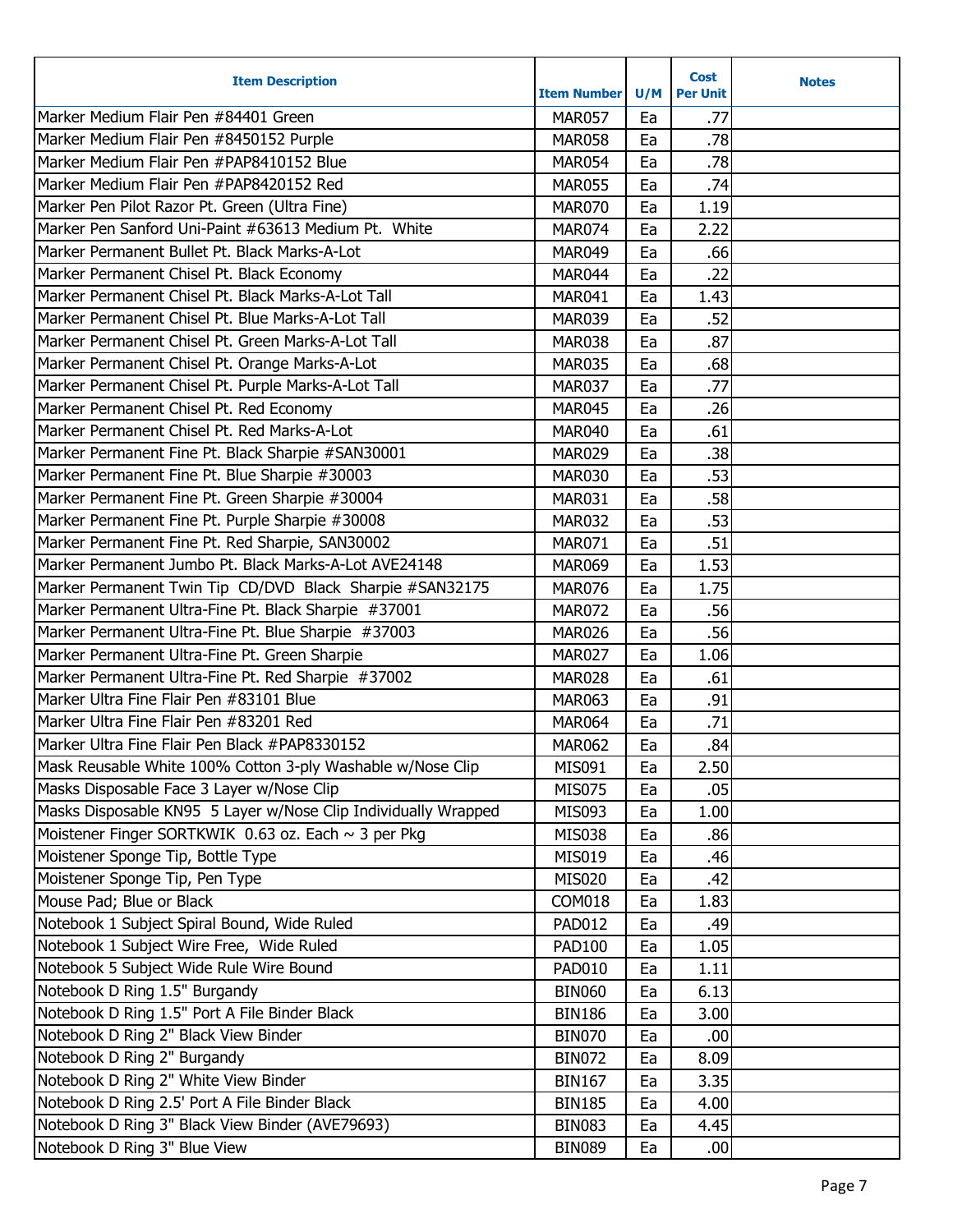| Item Description | Item Number | U/M | Cost Per Unit | Notes |
|---|---|---|---|---|
| Marker Medium Flair Pen #84401 Green | MAR057 | Ea | .77 | |
| Marker Medium Flair Pen #8450152 Purple | MAR058 | Ea | .78 | |
| Marker Medium Flair Pen #PAP8410152 Blue | MAR054 | Ea | .78 | |
| Marker Medium Flair Pen #PAP8420152 Red | MAR055 | Ea | .74 | |
| Marker Pen Pilot Razor Pt. Green (Ultra Fine) | MAR070 | Ea | 1.19 | |
| Marker Pen Sanford Uni-Paint #63613 Medium Pt. White | MAR074 | Ea | 2.22 | |
| Marker Permanent Bullet Pt. Black Marks-A-Lot | MAR049 | Ea | .66 | |
| Marker Permanent Chisel Pt. Black Economy | MAR044 | Ea | .22 | |
| Marker Permanent Chisel Pt. Black Marks-A-Lot Tall | MAR041 | Ea | 1.43 | |
| Marker Permanent Chisel Pt. Blue Marks-A-Lot Tall | MAR039 | Ea | .52 | |
| Marker Permanent Chisel Pt. Green Marks-A-Lot Tall | MAR038 | Ea | .87 | |
| Marker Permanent Chisel Pt. Orange Marks-A-Lot | MAR035 | Ea | .68 | |
| Marker Permanent Chisel Pt. Purple Marks-A-Lot Tall | MAR037 | Ea | .77 | |
| Marker Permanent Chisel Pt. Red Economy | MAR045 | Ea | .26 | |
| Marker Permanent Chisel Pt. Red Marks-A-Lot | MAR040 | Ea | .61 | |
| Marker Permanent Fine Pt. Black Sharpie #SAN30001 | MAR029 | Ea | .38 | |
| Marker Permanent Fine Pt. Blue Sharpie #30003 | MAR030 | Ea | .53 | |
| Marker Permanent Fine Pt. Green Sharpie #30004 | MAR031 | Ea | .58 | |
| Marker Permanent Fine Pt. Purple Sharpie #30008 | MAR032 | Ea | .53 | |
| Marker Permanent Fine Pt. Red Sharpie, SAN30002 | MAR071 | Ea | .51 | |
| Marker Permanent Jumbo Pt. Black Marks-A-Lot AVE24148 | MAR069 | Ea | 1.53 | |
| Marker Permanent Twin Tip CD/DVD Black Sharpie #SAN32175 | MAR076 | Ea | 1.75 | |
| Marker Permanent Ultra-Fine Pt. Black Sharpie #37001 | MAR072 | Ea | .56 | |
| Marker Permanent Ultra-Fine Pt. Blue Sharpie #37003 | MAR026 | Ea | .56 | |
| Marker Permanent Ultra-Fine Pt. Green Sharpie | MAR027 | Ea | 1.06 | |
| Marker Permanent Ultra-Fine Pt. Red Sharpie #37002 | MAR028 | Ea | .61 | |
| Marker Ultra Fine Flair Pen #83101 Blue | MAR063 | Ea | .91 | |
| Marker Ultra Fine Flair Pen #83201 Red | MAR064 | Ea | .71 | |
| Marker Ultra Fine Flair Pen Black #PAP8330152 | MAR062 | Ea | .84 | |
| Mask Reusable White 100% Cotton 3-ply Washable w/Nose Clip | MIS091 | Ea | 2.50 | |
| Masks Disposable Face 3 Layer w/Nose Clip | MIS075 | Ea | .05 | |
| Masks Disposable KN95 5 Layer w/Nose Clip Individually Wrapped | MIS093 | Ea | 1.00 | |
| Moistener Finger SORTKWIK 0.63 oz. Each ~ 3 per Pkg | MIS038 | Ea | .86 | |
| Moistener Sponge Tip, Bottle Type | MIS019 | Ea | .46 | |
| Moistener Sponge Tip, Pen Type | MIS020 | Ea | .42 | |
| Mouse Pad; Blue or Black | COM018 | Ea | 1.83 | |
| Notebook 1 Subject Spiral Bound, Wide Ruled | PAD012 | Ea | .49 | |
| Notebook 1 Subject Wire Free, Wide Ruled | PAD100 | Ea | 1.05 | |
| Notebook 5 Subject Wide Rule Wire Bound | PAD010 | Ea | 1.11 | |
| Notebook D Ring 1.5" Burgandy | BIN060 | Ea | 6.13 | |
| Notebook D Ring 1.5" Port A File Binder Black | BIN186 | Ea | 3.00 | |
| Notebook D Ring 2" Black View Binder | BIN070 | Ea | .00 | |
| Notebook D Ring 2" Burgandy | BIN072 | Ea | 8.09 | |
| Notebook D Ring 2" White View Binder | BIN167 | Ea | 3.35 | |
| Notebook D Ring 2.5' Port A File Binder Black | BIN185 | Ea | 4.00 | |
| Notebook D Ring 3" Black View Binder (AVE79693) | BIN083 | Ea | 4.45 | |
| Notebook D Ring 3" Blue View | BIN089 | Ea | .00 | |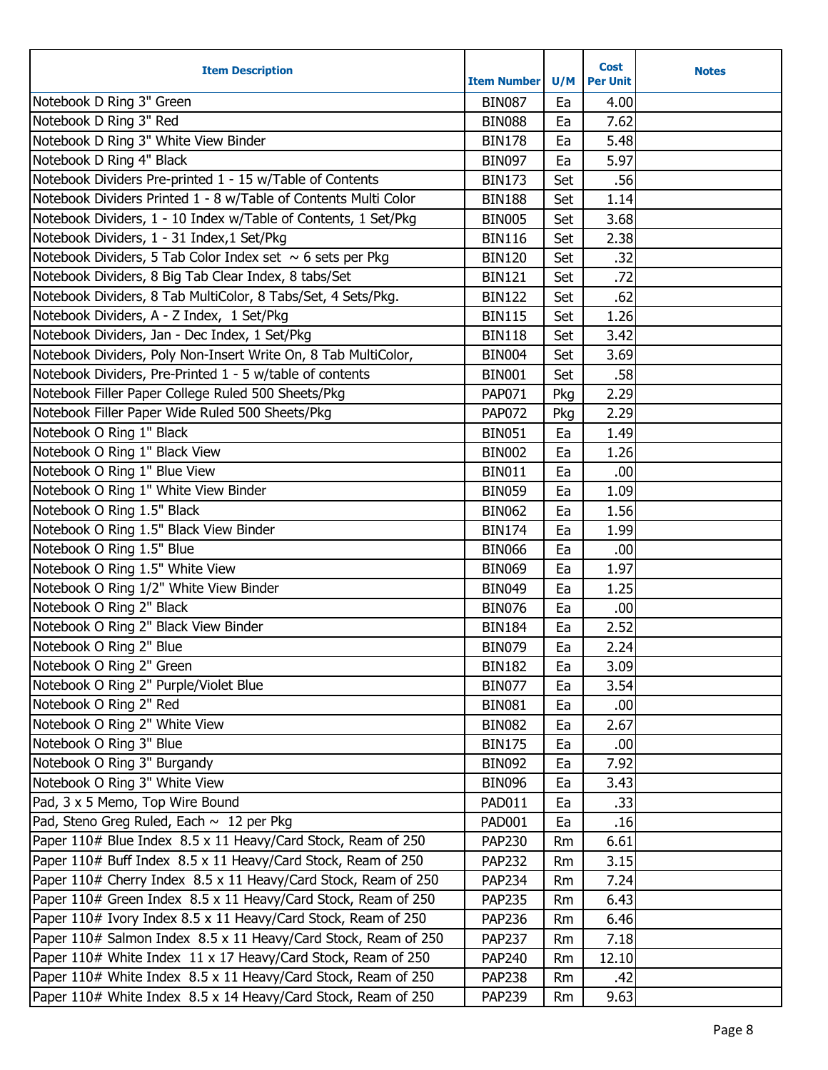| Item Description | Item Number | U/M | Cost Per Unit | Notes |
|---|---|---|---|---|
| Notebook D Ring 3" Green | BIN087 | Ea | 4.00 | |
| Notebook D Ring 3" Red | BIN088 | Ea | 7.62 | |
| Notebook D Ring 3" White View Binder | BIN178 | Ea | 5.48 | |
| Notebook D Ring 4" Black | BIN097 | Ea | 5.97 | |
| Notebook Dividers Pre-printed 1 - 15 w/Table of Contents | BIN173 | Set | .56 | |
| Notebook Dividers Printed 1 - 8 w/Table of Contents Multi Color | BIN188 | Set | 1.14 | |
| Notebook Dividers, 1 - 10 Index w/Table of Contents, 1 Set/Pkg | BIN005 | Set | 3.68 | |
| Notebook Dividers, 1 - 31 Index,1 Set/Pkg | BIN116 | Set | 2.38 | |
| Notebook Dividers, 5 Tab Color Index set ~ 6 sets per Pkg | BIN120 | Set | .32 | |
| Notebook Dividers, 8 Big Tab Clear Index, 8 tabs/Set | BIN121 | Set | .72 | |
| Notebook Dividers, 8 Tab MultiColor, 8 Tabs/Set, 4 Sets/Pkg. | BIN122 | Set | .62 | |
| Notebook Dividers, A - Z Index, 1 Set/Pkg | BIN115 | Set | 1.26 | |
| Notebook Dividers, Jan - Dec Index, 1 Set/Pkg | BIN118 | Set | 3.42 | |
| Notebook Dividers, Poly Non-Insert Write On, 8 Tab MultiColor, | BIN004 | Set | 3.69 | |
| Notebook Dividers, Pre-Printed 1 - 5 w/table of contents | BIN001 | Set | .58 | |
| Notebook Filler Paper College Ruled 500 Sheets/Pkg | PAP071 | Pkg | 2.29 | |
| Notebook Filler Paper Wide Ruled 500 Sheets/Pkg | PAP072 | Pkg | 2.29 | |
| Notebook O Ring 1" Black | BIN051 | Ea | 1.49 | |
| Notebook O Ring 1" Black View | BIN002 | Ea | 1.26 | |
| Notebook O Ring 1" Blue View | BIN011 | Ea | .00 | |
| Notebook O Ring 1" White View Binder | BIN059 | Ea | 1.09 | |
| Notebook O Ring 1.5" Black | BIN062 | Ea | 1.56 | |
| Notebook O Ring 1.5" Black View Binder | BIN174 | Ea | 1.99 | |
| Notebook O Ring 1.5" Blue | BIN066 | Ea | .00 | |
| Notebook O Ring 1.5" White View | BIN069 | Ea | 1.97 | |
| Notebook O Ring 1/2" White View Binder | BIN049 | Ea | 1.25 | |
| Notebook O Ring 2" Black | BIN076 | Ea | .00 | |
| Notebook O Ring 2" Black View Binder | BIN184 | Ea | 2.52 | |
| Notebook O Ring 2" Blue | BIN079 | Ea | 2.24 | |
| Notebook O Ring 2" Green | BIN182 | Ea | 3.09 | |
| Notebook O Ring 2" Purple/Violet Blue | BIN077 | Ea | 3.54 | |
| Notebook O Ring 2" Red | BIN081 | Ea | .00 | |
| Notebook O Ring 2" White View | BIN082 | Ea | 2.67 | |
| Notebook O Ring 3" Blue | BIN175 | Ea | .00 | |
| Notebook O Ring 3" Burgandy | BIN092 | Ea | 7.92 | |
| Notebook O Ring 3" White View | BIN096 | Ea | 3.43 | |
| Pad, 3 x 5 Memo, Top Wire Bound | PAD011 | Ea | .33 | |
| Pad, Steno Greg Ruled, Each ~ 12 per Pkg | PAD001 | Ea | .16 | |
| Paper 110# Blue Index 8.5 x 11 Heavy/Card Stock, Ream of 250 | PAP230 | Rm | 6.61 | |
| Paper 110# Buff Index 8.5 x 11 Heavy/Card Stock, Ream of 250 | PAP232 | Rm | 3.15 | |
| Paper 110# Cherry Index 8.5 x 11 Heavy/Card Stock, Ream of 250 | PAP234 | Rm | 7.24 | |
| Paper 110# Green Index 8.5 x 11 Heavy/Card Stock, Ream of 250 | PAP235 | Rm | 6.43 | |
| Paper 110# Ivory Index 8.5 x 11 Heavy/Card Stock, Ream of 250 | PAP236 | Rm | 6.46 | |
| Paper 110# Salmon Index 8.5 x 11 Heavy/Card Stock, Ream of 250 | PAP237 | Rm | 7.18 | |
| Paper 110# White Index 11 x 17 Heavy/Card Stock, Ream of 250 | PAP240 | Rm | 12.10 | |
| Paper 110# White Index 8.5 x 11 Heavy/Card Stock, Ream of 250 | PAP238 | Rm | .42 | |
| Paper 110# White Index 8.5 x 14 Heavy/Card Stock, Ream of 250 | PAP239 | Rm | 9.63 | |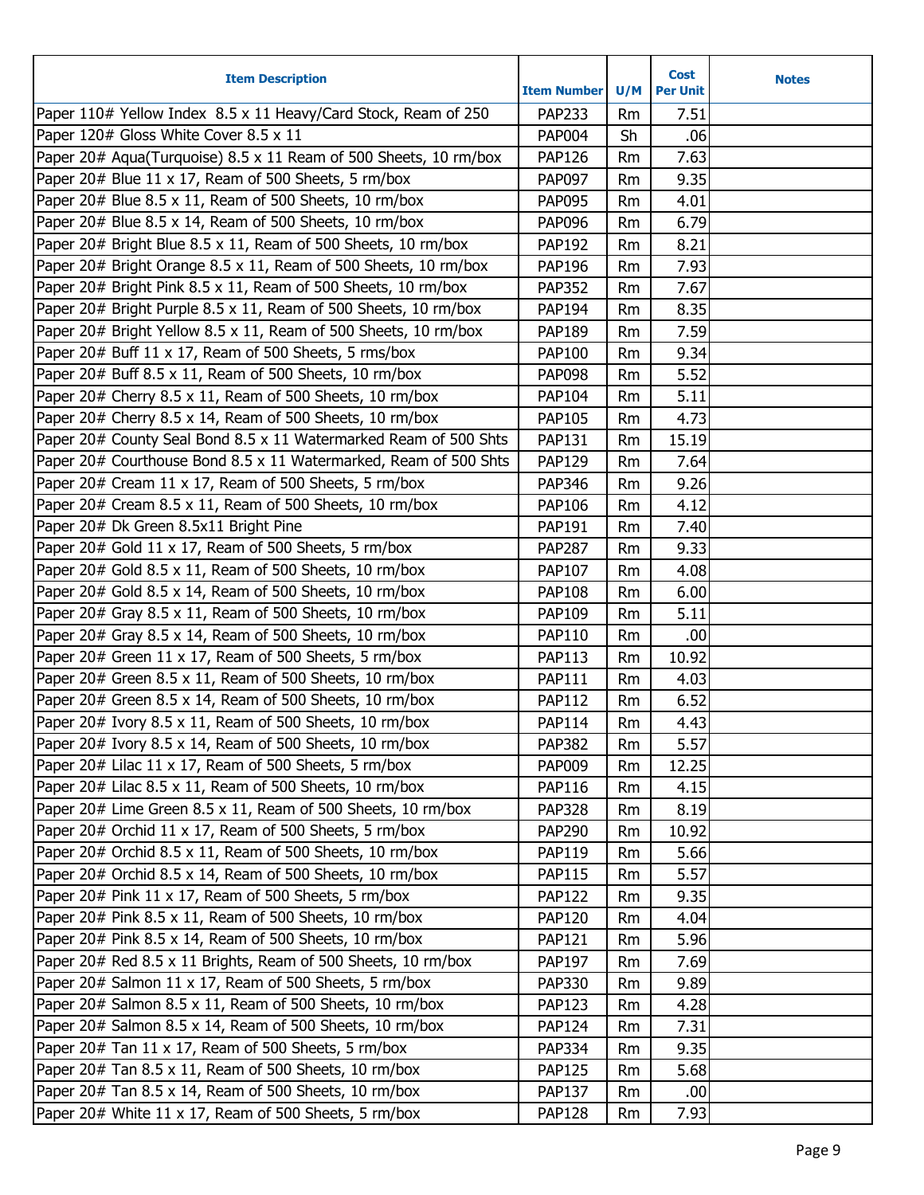| Item Description | Item Number | U/M | Cost Per Unit | Notes |
|---|---|---|---|---|
| Paper 110# Yellow Index  8.5 x 11 Heavy/Card Stock, Ream of 250 | PAP233 | Rm | 7.51 | |
| Paper 120# Gloss White Cover 8.5 x 11 | PAP004 | Sh | .06 | |
| Paper 20# Aqua(Turquoise) 8.5 x 11 Ream of 500 Sheets, 10 rm/box | PAP126 | Rm | 7.63 | |
| Paper 20# Blue 11 x 17, Ream of 500 Sheets, 5 rm/box | PAP097 | Rm | 9.35 | |
| Paper 20# Blue 8.5 x 11, Ream of 500 Sheets, 10 rm/box | PAP095 | Rm | 4.01 | |
| Paper 20# Blue 8.5 x 14, Ream of 500 Sheets, 10 rm/box | PAP096 | Rm | 6.79 | |
| Paper 20# Bright Blue 8.5 x 11, Ream of 500 Sheets, 10 rm/box | PAP192 | Rm | 8.21 | |
| Paper 20# Bright Orange 8.5 x 11, Ream of 500 Sheets, 10 rm/box | PAP196 | Rm | 7.93 | |
| Paper 20# Bright Pink 8.5 x 11, Ream of 500 Sheets, 10 rm/box | PAP352 | Rm | 7.67 | |
| Paper 20# Bright Purple 8.5 x 11, Ream of 500 Sheets, 10 rm/box | PAP194 | Rm | 8.35 | |
| Paper 20# Bright Yellow 8.5 x 11, Ream of 500 Sheets, 10 rm/box | PAP189 | Rm | 7.59 | |
| Paper 20# Buff 11 x 17, Ream of 500 Sheets, 5 rms/box | PAP100 | Rm | 9.34 | |
| Paper 20# Buff 8.5 x 11, Ream of 500 Sheets, 10 rm/box | PAP098 | Rm | 5.52 | |
| Paper 20# Cherry 8.5 x 11, Ream of 500 Sheets, 10 rm/box | PAP104 | Rm | 5.11 | |
| Paper 20# Cherry 8.5 x 14, Ream of 500 Sheets, 10 rm/box | PAP105 | Rm | 4.73 | |
| Paper 20# County Seal Bond 8.5 x 11 Watermarked Ream of 500 Shts | PAP131 | Rm | 15.19 | |
| Paper 20# Courthouse Bond 8.5 x 11 Watermarked, Ream of 500 Shts | PAP129 | Rm | 7.64 | |
| Paper 20# Cream 11 x 17, Ream of 500 Sheets, 5 rm/box | PAP346 | Rm | 9.26 | |
| Paper 20# Cream 8.5 x 11, Ream of 500 Sheets, 10 rm/box | PAP106 | Rm | 4.12 | |
| Paper 20# Dk Green 8.5x11 Bright Pine | PAP191 | Rm | 7.40 | |
| Paper 20# Gold 11 x 17, Ream of 500 Sheets, 5 rm/box | PAP287 | Rm | 9.33 | |
| Paper 20# Gold 8.5 x 11, Ream of 500 Sheets, 10 rm/box | PAP107 | Rm | 4.08 | |
| Paper 20# Gold 8.5 x 14, Ream of 500 Sheets, 10 rm/box | PAP108 | Rm | 6.00 | |
| Paper 20# Gray 8.5 x 11, Ream of 500 Sheets, 10 rm/box | PAP109 | Rm | 5.11 | |
| Paper 20# Gray 8.5 x 14, Ream of 500 Sheets, 10 rm/box | PAP110 | Rm | .00 | |
| Paper 20# Green 11 x 17, Ream of 500 Sheets, 5 rm/box | PAP113 | Rm | 10.92 | |
| Paper 20# Green 8.5 x 11, Ream of 500 Sheets, 10 rm/box | PAP111 | Rm | 4.03 | |
| Paper 20# Green 8.5 x 14, Ream of 500 Sheets, 10 rm/box | PAP112 | Rm | 6.52 | |
| Paper 20# Ivory 8.5 x 11, Ream of 500 Sheets, 10 rm/box | PAP114 | Rm | 4.43 | |
| Paper 20# Ivory 8.5 x 14, Ream of 500 Sheets, 10 rm/box | PAP382 | Rm | 5.57 | |
| Paper 20# Lilac 11 x 17, Ream of 500 Sheets, 5 rm/box | PAP009 | Rm | 12.25 | |
| Paper 20# Lilac 8.5 x 11, Ream of 500 Sheets, 10 rm/box | PAP116 | Rm | 4.15 | |
| Paper 20# Lime Green 8.5 x 11, Ream of 500 Sheets, 10 rm/box | PAP328 | Rm | 8.19 | |
| Paper 20# Orchid 11 x 17, Ream of 500 Sheets, 5 rm/box | PAP290 | Rm | 10.92 | |
| Paper 20# Orchid 8.5 x 11, Ream of 500 Sheets, 10 rm/box | PAP119 | Rm | 5.66 | |
| Paper 20# Orchid 8.5 x 14, Ream of 500 Sheets, 10 rm/box | PAP115 | Rm | 5.57 | |
| Paper 20# Pink 11 x 17, Ream of 500 Sheets, 5 rm/box | PAP122 | Rm | 9.35 | |
| Paper 20# Pink 8.5 x 11, Ream of 500 Sheets, 10 rm/box | PAP120 | Rm | 4.04 | |
| Paper 20# Pink 8.5 x 14, Ream of 500 Sheets, 10 rm/box | PAP121 | Rm | 5.96 | |
| Paper 20# Red 8.5 x 11 Brights, Ream of 500 Sheets, 10 rm/box | PAP197 | Rm | 7.69 | |
| Paper 20# Salmon 11 x 17, Ream of 500 Sheets, 5 rm/box | PAP330 | Rm | 9.89 | |
| Paper 20# Salmon 8.5 x 11, Ream of 500 Sheets, 10 rm/box | PAP123 | Rm | 4.28 | |
| Paper 20# Salmon 8.5 x 14, Ream of 500 Sheets, 10 rm/box | PAP124 | Rm | 7.31 | |
| Paper 20# Tan 11 x 17, Ream of 500 Sheets, 5 rm/box | PAP334 | Rm | 9.35 | |
| Paper 20# Tan 8.5 x 11, Ream of 500 Sheets, 10 rm/box | PAP125 | Rm | 5.68 | |
| Paper 20# Tan 8.5 x 14, Ream of 500 Sheets, 10 rm/box | PAP137 | Rm | .00 | |
| Paper 20# White 11 x 17, Ream of 500 Sheets, 5 rm/box | PAP128 | Rm | 7.93 | |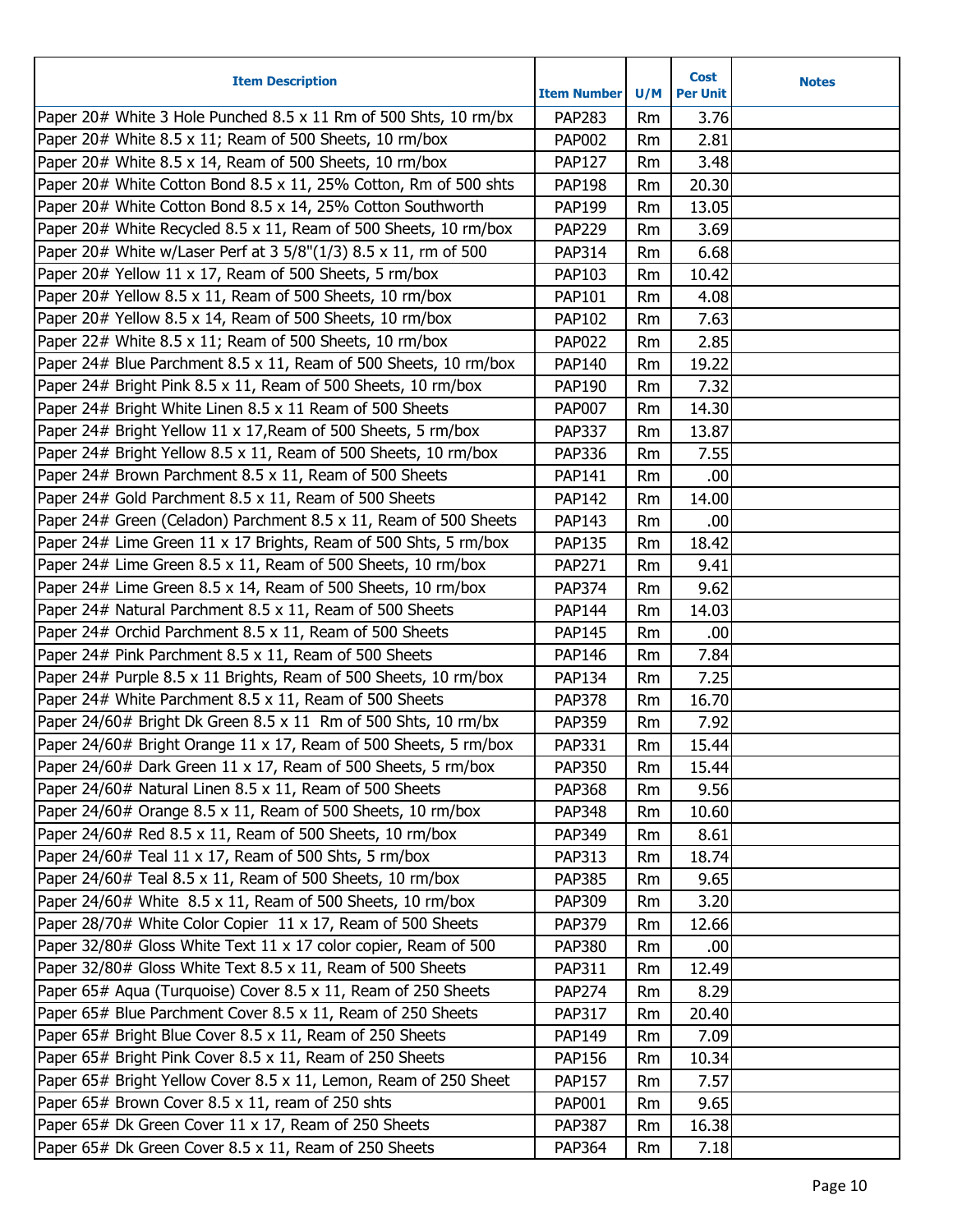| Item Description | Item Number | U/M | Cost Per Unit | Notes |
|---|---|---|---|---|
| Paper 20# White 3 Hole Punched 8.5 x 11 Rm of 500 Shts, 10 rm/bx | PAP283 | Rm | 3.76 | |
| Paper 20# White 8.5 x 11; Ream of 500 Sheets, 10 rm/box | PAP002 | Rm | 2.81 | |
| Paper 20# White 8.5 x 14, Ream of 500 Sheets, 10 rm/box | PAP127 | Rm | 3.48 | |
| Paper 20# White Cotton Bond 8.5 x 11, 25% Cotton, Rm of 500 shts | PAP198 | Rm | 20.30 | |
| Paper 20# White Cotton Bond 8.5 x 14, 25% Cotton Southworth | PAP199 | Rm | 13.05 | |
| Paper 20# White Recycled 8.5 x 11, Ream of 500 Sheets, 10 rm/box | PAP229 | Rm | 3.69 | |
| Paper 20# White w/Laser Perf at 3 5/8"(1/3) 8.5 x 11, rm of 500 | PAP314 | Rm | 6.68 | |
| Paper 20# Yellow 11 x 17, Ream of 500 Sheets, 5 rm/box | PAP103 | Rm | 10.42 | |
| Paper 20# Yellow 8.5 x 11, Ream of 500 Sheets, 10 rm/box | PAP101 | Rm | 4.08 | |
| Paper 20# Yellow 8.5 x 14, Ream of 500 Sheets, 10 rm/box | PAP102 | Rm | 7.63 | |
| Paper 22# White 8.5 x 11; Ream of 500 Sheets, 10 rm/box | PAP022 | Rm | 2.85 | |
| Paper 24# Blue Parchment 8.5 x 11, Ream of 500 Sheets, 10 rm/box | PAP140 | Rm | 19.22 | |
| Paper 24# Bright Pink 8.5 x 11, Ream of 500 Sheets, 10 rm/box | PAP190 | Rm | 7.32 | |
| Paper 24# Bright White Linen 8.5 x 11 Ream of 500 Sheets | PAP007 | Rm | 14.30 | |
| Paper 24# Bright Yellow 11 x 17,Ream of 500 Sheets, 5 rm/box | PAP337 | Rm | 13.87 | |
| Paper 24# Bright Yellow 8.5 x 11, Ream of 500 Sheets, 10 rm/box | PAP336 | Rm | 7.55 | |
| Paper 24# Brown Parchment 8.5 x 11, Ream of 500 Sheets | PAP141 | Rm | .00 | |
| Paper 24# Gold Parchment 8.5 x 11, Ream of 500 Sheets | PAP142 | Rm | 14.00 | |
| Paper 24# Green (Celadon) Parchment 8.5 x 11, Ream of 500 Sheets | PAP143 | Rm | .00 | |
| Paper 24# Lime Green 11 x 17 Brights, Ream of 500 Shts, 5 rm/box | PAP135 | Rm | 18.42 | |
| Paper 24# Lime Green 8.5 x 11, Ream of 500 Sheets, 10 rm/box | PAP271 | Rm | 9.41 | |
| Paper 24# Lime Green 8.5 x 14, Ream of 500 Sheets, 10 rm/box | PAP374 | Rm | 9.62 | |
| Paper 24# Natural Parchment 8.5 x 11, Ream of 500 Sheets | PAP144 | Rm | 14.03 | |
| Paper 24# Orchid Parchment 8.5 x 11, Ream of 500 Sheets | PAP145 | Rm | .00 | |
| Paper 24# Pink Parchment 8.5 x 11, Ream of 500 Sheets | PAP146 | Rm | 7.84 | |
| Paper 24# Purple 8.5 x 11 Brights, Ream of 500 Sheets, 10 rm/box | PAP134 | Rm | 7.25 | |
| Paper 24# White Parchment 8.5 x 11, Ream of 500 Sheets | PAP378 | Rm | 16.70 | |
| Paper 24/60# Bright Dk Green 8.5 x 11 Rm of 500 Shts, 10 rm/bx | PAP359 | Rm | 7.92 | |
| Paper 24/60# Bright Orange 11 x 17, Ream of 500 Sheets, 5 rm/box | PAP331 | Rm | 15.44 | |
| Paper 24/60# Dark Green 11 x 17, Ream of 500 Sheets, 5 rm/box | PAP350 | Rm | 15.44 | |
| Paper 24/60# Natural Linen 8.5 x 11, Ream of 500 Sheets | PAP368 | Rm | 9.56 | |
| Paper 24/60# Orange 8.5 x 11, Ream of 500 Sheets, 10 rm/box | PAP348 | Rm | 10.60 | |
| Paper 24/60# Red 8.5 x 11, Ream of 500 Sheets, 10 rm/box | PAP349 | Rm | 8.61 | |
| Paper 24/60# Teal 11 x 17, Ream of 500 Shts, 5 rm/box | PAP313 | Rm | 18.74 | |
| Paper 24/60# Teal 8.5 x 11, Ream of 500 Sheets, 10 rm/box | PAP385 | Rm | 9.65 | |
| Paper 24/60# White 8.5 x 11, Ream of 500 Sheets, 10 rm/box | PAP309 | Rm | 3.20 | |
| Paper 28/70# White Color Copier 11 x 17, Ream of 500 Sheets | PAP379 | Rm | 12.66 | |
| Paper 32/80# Gloss White Text 11 x 17 color copier, Ream of 500 | PAP380 | Rm | .00 | |
| Paper 32/80# Gloss White Text 8.5 x 11, Ream of 500 Sheets | PAP311 | Rm | 12.49 | |
| Paper 65# Aqua (Turquoise) Cover 8.5 x 11, Ream of 250 Sheets | PAP274 | Rm | 8.29 | |
| Paper 65# Blue Parchment Cover 8.5 x 11, Ream of 250 Sheets | PAP317 | Rm | 20.40 | |
| Paper 65# Bright Blue Cover 8.5 x 11, Ream of 250 Sheets | PAP149 | Rm | 7.09 | |
| Paper 65# Bright Pink Cover 8.5 x 11, Ream of 250 Sheets | PAP156 | Rm | 10.34 | |
| Paper 65# Bright Yellow Cover 8.5 x 11, Lemon, Ream of 250 Sheet | PAP157 | Rm | 7.57 | |
| Paper 65# Brown Cover 8.5 x 11, ream of 250 shts | PAP001 | Rm | 9.65 | |
| Paper 65# Dk Green Cover 11 x 17, Ream of 250 Sheets | PAP387 | Rm | 16.38 | |
| Paper 65# Dk Green Cover 8.5 x 11, Ream of 250 Sheets | PAP364 | Rm | 7.18 | |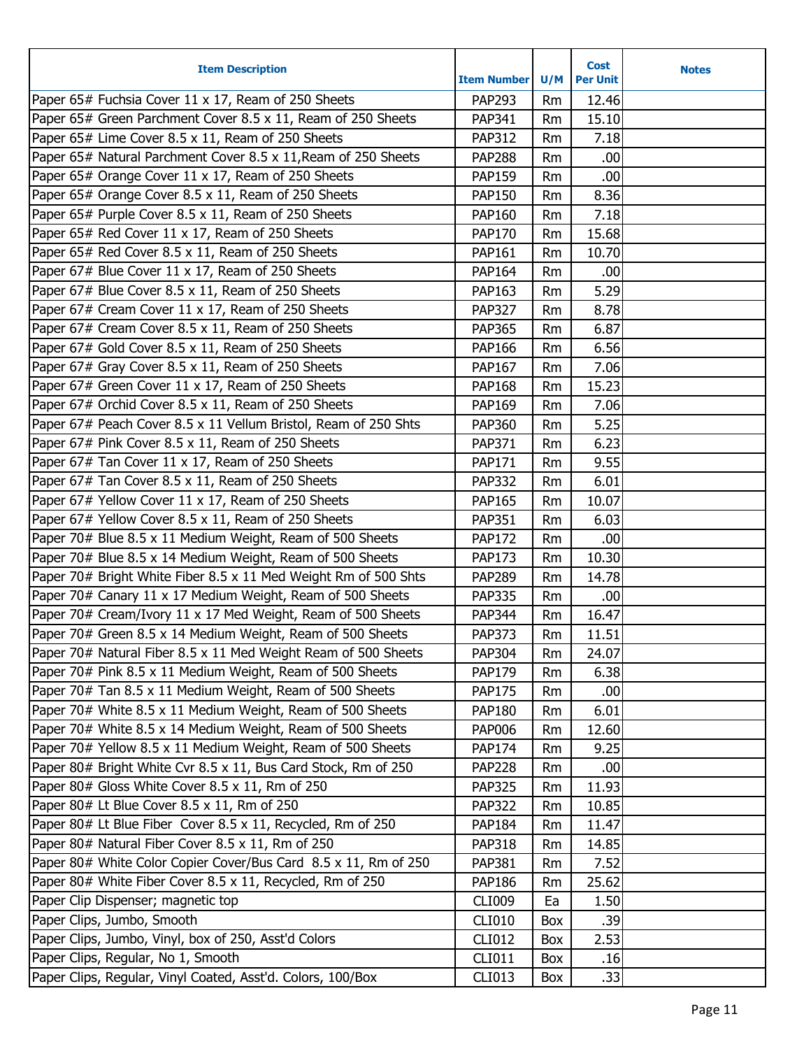| Item Description | Item Number | U/M | Cost Per Unit | Notes |
|---|---|---|---|---|
| Paper 65# Fuchsia Cover 11 x 17, Ream of 250 Sheets | PAP293 | Rm | 12.46 | |
| Paper 65# Green Parchment Cover 8.5 x 11, Ream of 250 Sheets | PAP341 | Rm | 15.10 | |
| Paper 65# Lime Cover 8.5 x 11, Ream of 250 Sheets | PAP312 | Rm | 7.18 | |
| Paper 65# Natural Parchment Cover 8.5 x 11,Ream of 250 Sheets | PAP288 | Rm | .00 | |
| Paper 65# Orange Cover 11 x 17, Ream of 250 Sheets | PAP159 | Rm | .00 | |
| Paper 65# Orange Cover 8.5 x 11, Ream of 250 Sheets | PAP150 | Rm | 8.36 | |
| Paper 65# Purple Cover 8.5 x 11, Ream of 250 Sheets | PAP160 | Rm | 7.18 | |
| Paper 65# Red Cover 11 x 17, Ream of 250 Sheets | PAP170 | Rm | 15.68 | |
| Paper 65# Red Cover 8.5 x 11, Ream of 250 Sheets | PAP161 | Rm | 10.70 | |
| Paper 67# Blue Cover 11 x 17, Ream of 250 Sheets | PAP164 | Rm | .00 | |
| Paper 67# Blue Cover 8.5 x 11, Ream of 250 Sheets | PAP163 | Rm | 5.29 | |
| Paper 67# Cream Cover 11 x 17, Ream of 250 Sheets | PAP327 | Rm | 8.78 | |
| Paper 67# Cream Cover 8.5 x 11, Ream of 250 Sheets | PAP365 | Rm | 6.87 | |
| Paper 67# Gold Cover 8.5 x 11, Ream of 250 Sheets | PAP166 | Rm | 6.56 | |
| Paper 67# Gray Cover 8.5 x 11, Ream of 250 Sheets | PAP167 | Rm | 7.06 | |
| Paper 67# Green Cover 11 x 17, Ream of 250 Sheets | PAP168 | Rm | 15.23 | |
| Paper 67# Orchid Cover 8.5 x 11, Ream of 250 Sheets | PAP169 | Rm | 7.06 | |
| Paper 67# Peach Cover 8.5 x 11 Vellum Bristol, Ream of 250 Shts | PAP360 | Rm | 5.25 | |
| Paper 67# Pink Cover 8.5 x 11, Ream of 250 Sheets | PAP371 | Rm | 6.23 | |
| Paper 67# Tan Cover 11 x 17, Ream of 250 Sheets | PAP171 | Rm | 9.55 | |
| Paper 67# Tan Cover 8.5 x 11, Ream of 250 Sheets | PAP332 | Rm | 6.01 | |
| Paper 67# Yellow Cover 11 x 17, Ream of 250 Sheets | PAP165 | Rm | 10.07 | |
| Paper 67# Yellow Cover 8.5 x 11, Ream of 250 Sheets | PAP351 | Rm | 6.03 | |
| Paper 70# Blue 8.5 x 11 Medium Weight, Ream of 500 Sheets | PAP172 | Rm | .00 | |
| Paper 70# Blue 8.5 x 14 Medium Weight, Ream of 500 Sheets | PAP173 | Rm | 10.30 | |
| Paper 70# Bright White Fiber 8.5 x 11 Med Weight Rm of 500 Shts | PAP289 | Rm | 14.78 | |
| Paper 70# Canary 11 x 17 Medium Weight, Ream of 500 Sheets | PAP335 | Rm | .00 | |
| Paper 70# Cream/Ivory 11 x 17 Med Weight, Ream of 500 Sheets | PAP344 | Rm | 16.47 | |
| Paper 70# Green 8.5 x 14 Medium Weight, Ream of 500 Sheets | PAP373 | Rm | 11.51 | |
| Paper 70# Natural Fiber 8.5 x 11 Med Weight Ream of 500 Sheets | PAP304 | Rm | 24.07 | |
| Paper 70# Pink 8.5 x 11 Medium Weight, Ream of 500 Sheets | PAP179 | Rm | 6.38 | |
| Paper 70# Tan 8.5 x 11 Medium Weight, Ream of 500 Sheets | PAP175 | Rm | .00 | |
| Paper 70# White 8.5 x 11 Medium Weight, Ream of 500 Sheets | PAP180 | Rm | 6.01 | |
| Paper 70# White 8.5 x 14 Medium Weight, Ream of 500 Sheets | PAP006 | Rm | 12.60 | |
| Paper 70# Yellow 8.5 x 11 Medium Weight, Ream of 500 Sheets | PAP174 | Rm | 9.25 | |
| Paper 80# Bright White Cvr 8.5 x 11, Bus Card Stock, Rm of 250 | PAP228 | Rm | .00 | |
| Paper 80# Gloss White Cover 8.5 x 11, Rm of 250 | PAP325 | Rm | 11.93 | |
| Paper 80# Lt Blue Cover 8.5 x 11, Rm of 250 | PAP322 | Rm | 10.85 | |
| Paper 80# Lt Blue Fiber Cover 8.5 x 11, Recycled, Rm of 250 | PAP184 | Rm | 11.47 | |
| Paper 80# Natural Fiber Cover 8.5 x 11, Rm of 250 | PAP318 | Rm | 14.85 | |
| Paper 80# White Color Copier Cover/Bus Card 8.5 x 11, Rm of 250 | PAP381 | Rm | 7.52 | |
| Paper 80# White Fiber Cover 8.5 x 11, Recycled, Rm of 250 | PAP186 | Rm | 25.62 | |
| Paper Clip Dispenser; magnetic top | CLI009 | Ea | 1.50 | |
| Paper Clips, Jumbo, Smooth | CLI010 | Box | .39 | |
| Paper Clips, Jumbo, Vinyl, box of 250, Asst'd Colors | CLI012 | Box | 2.53 | |
| Paper Clips, Regular, No 1, Smooth | CLI011 | Box | .16 | |
| Paper Clips, Regular, Vinyl Coated, Asst'd. Colors, 100/Box | CLI013 | Box | .33 | |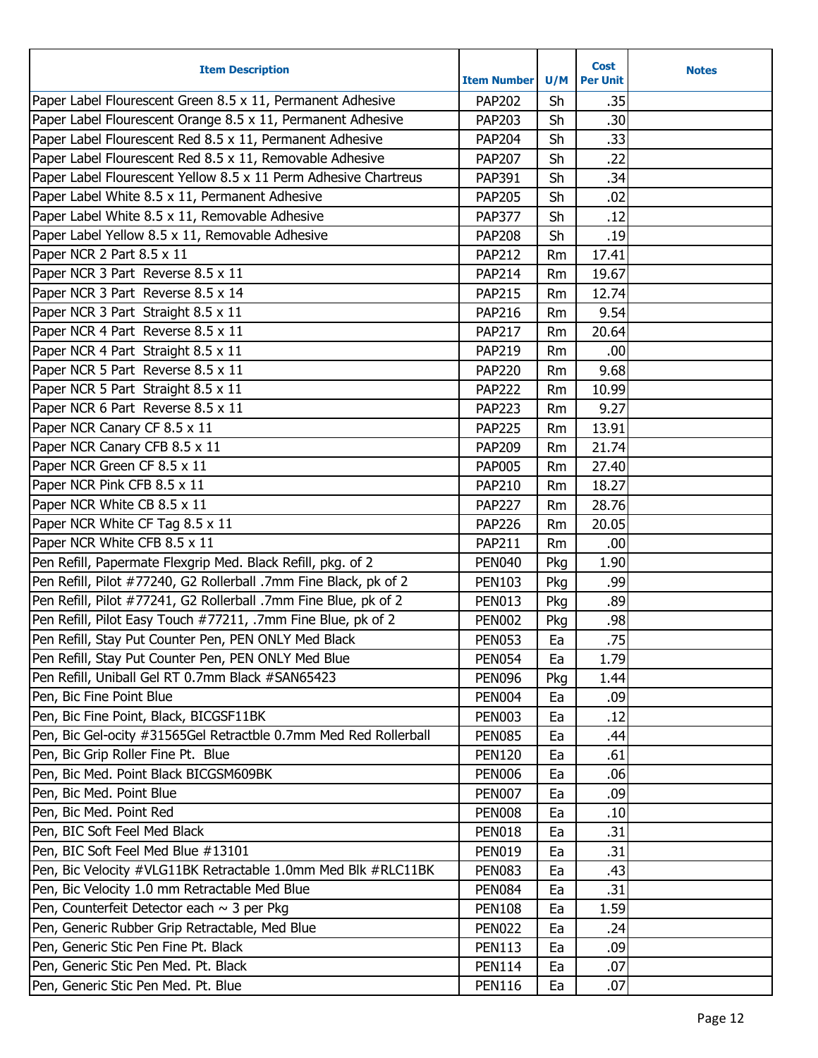| Item Description | Item Number | U/M | Cost Per Unit | Notes |
|---|---|---|---|---|
| Paper Label Flourescent Green 8.5 x 11, Permanent Adhesive | PAP202 | Sh | .35 | |
| Paper Label Flourescent Orange 8.5 x 11, Permanent Adhesive | PAP203 | Sh | .30 | |
| Paper Label Flourescent Red 8.5 x 11, Permanent Adhesive | PAP204 | Sh | .33 | |
| Paper Label Flourescent Red 8.5 x 11, Removable Adhesive | PAP207 | Sh | .22 | |
| Paper Label Flourescent Yellow 8.5 x 11 Perm Adhesive Chartreus | PAP391 | Sh | .34 | |
| Paper Label White 8.5 x 11, Permanent Adhesive | PAP205 | Sh | .02 | |
| Paper Label White 8.5 x 11, Removable Adhesive | PAP377 | Sh | .12 | |
| Paper Label Yellow 8.5 x 11, Removable Adhesive | PAP208 | Sh | .19 | |
| Paper NCR 2 Part 8.5 x 11 | PAP212 | Rm | 17.41 | |
| Paper NCR 3 Part Reverse 8.5 x 11 | PAP214 | Rm | 19.67 | |
| Paper NCR 3 Part Reverse 8.5 x 14 | PAP215 | Rm | 12.74 | |
| Paper NCR 3 Part Straight 8.5 x 11 | PAP216 | Rm | 9.54 | |
| Paper NCR 4 Part Reverse 8.5 x 11 | PAP217 | Rm | 20.64 | |
| Paper NCR 4 Part Straight 8.5 x 11 | PAP219 | Rm | .00 | |
| Paper NCR 5 Part Reverse 8.5 x 11 | PAP220 | Rm | 9.68 | |
| Paper NCR 5 Part Straight 8.5 x 11 | PAP222 | Rm | 10.99 | |
| Paper NCR 6 Part Reverse 8.5 x 11 | PAP223 | Rm | 9.27 | |
| Paper NCR Canary CF 8.5 x 11 | PAP225 | Rm | 13.91 | |
| Paper NCR Canary CFB 8.5 x 11 | PAP209 | Rm | 21.74 | |
| Paper NCR Green CF 8.5 x 11 | PAP005 | Rm | 27.40 | |
| Paper NCR Pink CFB 8.5 x 11 | PAP210 | Rm | 18.27 | |
| Paper NCR White CB 8.5 x 11 | PAP227 | Rm | 28.76 | |
| Paper NCR White CF Tag 8.5 x 11 | PAP226 | Rm | 20.05 | |
| Paper NCR White CFB 8.5 x 11 | PAP211 | Rm | .00 | |
| Pen Refill, Papermate Flexgrip Med. Black Refill, pkg. of 2 | PEN040 | Pkg | 1.90 | |
| Pen Refill, Pilot #77240, G2 Rollerball .7mm Fine Black, pk of 2 | PEN103 | Pkg | .99 | |
| Pen Refill, Pilot #77241, G2 Rollerball .7mm Fine Blue, pk of 2 | PEN013 | Pkg | .89 | |
| Pen Refill, Pilot Easy Touch #77211, .7mm Fine Blue, pk of 2 | PEN002 | Pkg | .98 | |
| Pen Refill, Stay Put Counter Pen, PEN ONLY Med Black | PEN053 | Ea | .75 | |
| Pen Refill, Stay Put Counter Pen, PEN ONLY Med Blue | PEN054 | Ea | 1.79 | |
| Pen Refill, Uniball Gel RT 0.7mm Black #SAN65423 | PEN096 | Pkg | 1.44 | |
| Pen, Bic Fine Point Blue | PEN004 | Ea | .09 | |
| Pen, Bic Fine Point, Black, BICGSF11BK | PEN003 | Ea | .12 | |
| Pen, Bic Gel-ocity #31565Gel Retractble 0.7mm Med Red Rollerball | PEN085 | Ea | .44 | |
| Pen, Bic Grip Roller Fine Pt. Blue | PEN120 | Ea | .61 | |
| Pen, Bic Med. Point Black BICGSM609BK | PEN006 | Ea | .06 | |
| Pen, Bic Med. Point Blue | PEN007 | Ea | .09 | |
| Pen, Bic Med. Point Red | PEN008 | Ea | .10 | |
| Pen, BIC Soft Feel Med Black | PEN018 | Ea | .31 | |
| Pen, BIC Soft Feel Med Blue #13101 | PEN019 | Ea | .31 | |
| Pen, Bic Velocity #VLG11BK Retractable 1.0mm Med Blk #RLC11BK | PEN083 | Ea | .43 | |
| Pen, Bic Velocity 1.0 mm Retractable Med Blue | PEN084 | Ea | .31 | |
| Pen, Counterfeit Detector each ~ 3 per Pkg | PEN108 | Ea | 1.59 | |
| Pen, Generic Rubber Grip Retractable, Med Blue | PEN022 | Ea | .24 | |
| Pen, Generic Stic Pen Fine Pt. Black | PEN113 | Ea | .09 | |
| Pen, Generic Stic Pen Med. Pt. Black | PEN114 | Ea | .07 | |
| Pen, Generic Stic Pen Med. Pt. Blue | PEN116 | Ea | .07 | |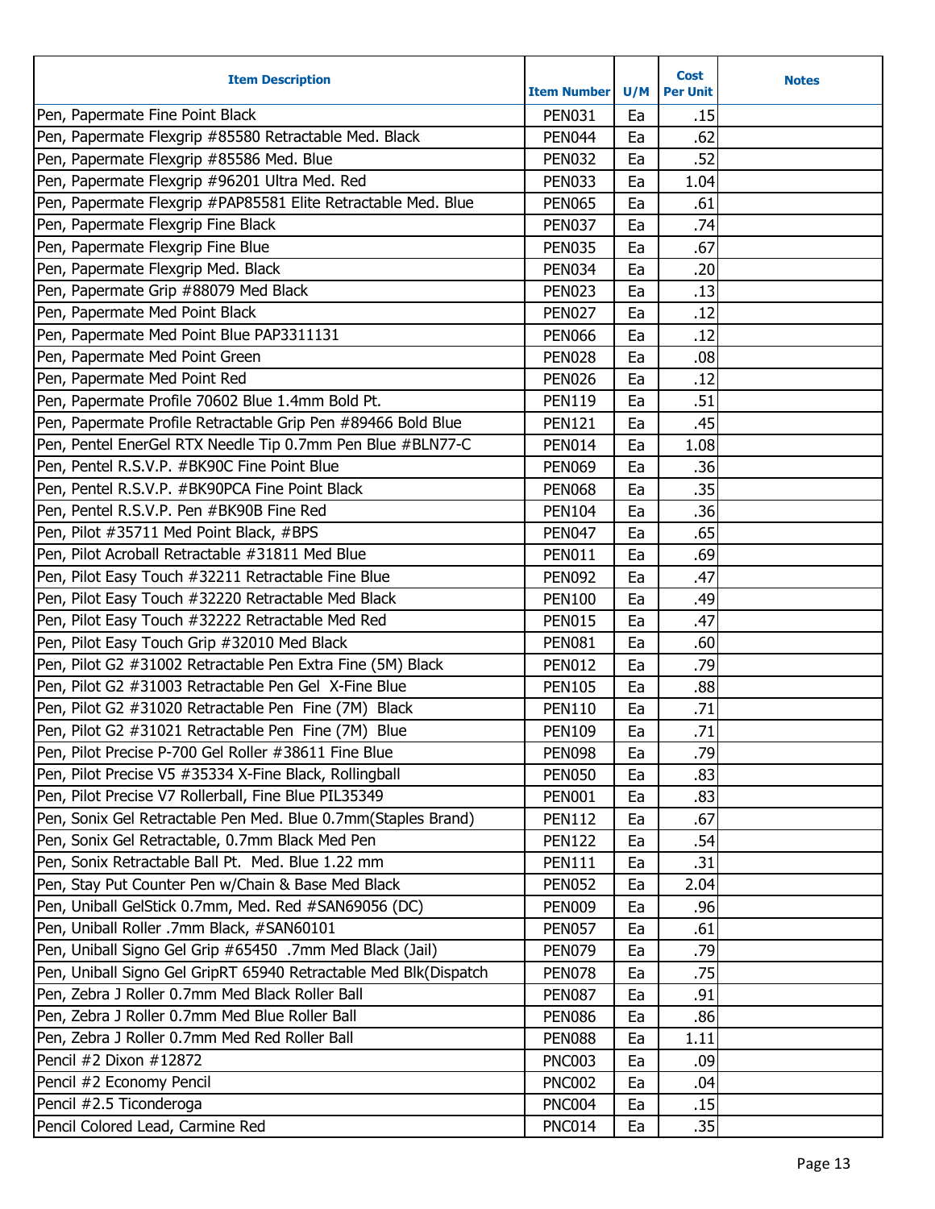| Item Description | Item Number | U/M | Cost Per Unit | Notes |
|---|---|---|---|---|
| Pen, Papermate Fine Point Black | PEN031 | Ea | .15 | |
| Pen, Papermate Flexgrip #85580 Retractable Med. Black | PEN044 | Ea | .62 | |
| Pen, Papermate Flexgrip #85586 Med. Blue | PEN032 | Ea | .52 | |
| Pen, Papermate Flexgrip #96201 Ultra Med. Red | PEN033 | Ea | 1.04 | |
| Pen, Papermate Flexgrip #PAP85581 Elite Retractable Med. Blue | PEN065 | Ea | .61 | |
| Pen, Papermate Flexgrip Fine Black | PEN037 | Ea | .74 | |
| Pen, Papermate Flexgrip Fine Blue | PEN035 | Ea | .67 | |
| Pen, Papermate Flexgrip Med. Black | PEN034 | Ea | .20 | |
| Pen, Papermate Grip #88079 Med Black | PEN023 | Ea | .13 | |
| Pen, Papermate Med Point Black | PEN027 | Ea | .12 | |
| Pen, Papermate Med Point Blue PAP3311131 | PEN066 | Ea | .12 | |
| Pen, Papermate Med Point Green | PEN028 | Ea | .08 | |
| Pen, Papermate Med Point Red | PEN026 | Ea | .12 | |
| Pen, Papermate Profile 70602 Blue 1.4mm Bold Pt. | PEN119 | Ea | .51 | |
| Pen, Papermate Profile Retractable Grip Pen #89466 Bold Blue | PEN121 | Ea | .45 | |
| Pen, Pentel EnerGel RTX Needle Tip 0.7mm Pen Blue #BLN77-C | PEN014 | Ea | 1.08 | |
| Pen, Pentel R.S.V.P. #BK90C Fine Point Blue | PEN069 | Ea | .36 | |
| Pen, Pentel R.S.V.P. #BK90PCA Fine Point Black | PEN068 | Ea | .35 | |
| Pen, Pentel R.S.V.P. Pen #BK90B Fine Red | PEN104 | Ea | .36 | |
| Pen, Pilot #35711 Med Point Black, #BPS | PEN047 | Ea | .65 | |
| Pen, Pilot Acroball Retractable #31811 Med Blue | PEN011 | Ea | .69 | |
| Pen, Pilot Easy Touch #32211 Retractable Fine Blue | PEN092 | Ea | .47 | |
| Pen, Pilot Easy Touch #32220 Retractable Med Black | PEN100 | Ea | .49 | |
| Pen, Pilot Easy Touch #32222 Retractable Med Red | PEN015 | Ea | .47 | |
| Pen, Pilot Easy Touch Grip #32010 Med Black | PEN081 | Ea | .60 | |
| Pen, Pilot G2 #31002 Retractable Pen Extra Fine (5M) Black | PEN012 | Ea | .79 | |
| Pen, Pilot G2 #31003 Retractable Pen Gel X-Fine Blue | PEN105 | Ea | .88 | |
| Pen, Pilot G2 #31020 Retractable Pen Fine (7M) Black | PEN110 | Ea | .71 | |
| Pen, Pilot G2 #31021 Retractable Pen Fine (7M) Blue | PEN109 | Ea | .71 | |
| Pen, Pilot Precise P-700 Gel Roller #38611 Fine Blue | PEN098 | Ea | .79 | |
| Pen, Pilot Precise V5 #35334 X-Fine Black, Rollingball | PEN050 | Ea | .83 | |
| Pen, Pilot Precise V7 Rollerball, Fine Blue PIL35349 | PEN001 | Ea | .83 | |
| Pen, Sonix Gel Retractable Pen Med. Blue 0.7mm(Staples Brand) | PEN112 | Ea | .67 | |
| Pen, Sonix Gel Retractable, 0.7mm Black Med Pen | PEN122 | Ea | .54 | |
| Pen, Sonix Retractable Ball Pt. Med. Blue 1.22 mm | PEN111 | Ea | .31 | |
| Pen, Stay Put Counter Pen w/Chain & Base Med Black | PEN052 | Ea | 2.04 | |
| Pen, Uniball GelStick 0.7mm, Med. Red #SAN69056 (DC) | PEN009 | Ea | .96 | |
| Pen, Uniball Roller .7mm Black, #SAN60101 | PEN057 | Ea | .61 | |
| Pen, Uniball Signo Gel Grip #65450 .7mm Med Black (Jail) | PEN079 | Ea | .79 | |
| Pen, Uniball Signo Gel GripRT 65940 Retractable Med Blk(Dispatch | PEN078 | Ea | .75 | |
| Pen, Zebra J Roller 0.7mm Med Black Roller Ball | PEN087 | Ea | .91 | |
| Pen, Zebra J Roller 0.7mm Med Blue Roller Ball | PEN086 | Ea | .86 | |
| Pen, Zebra J Roller 0.7mm Med Red Roller Ball | PEN088 | Ea | 1.11 | |
| Pencil #2 Dixon #12872 | PNC003 | Ea | .09 | |
| Pencil #2 Economy Pencil | PNC002 | Ea | .04 | |
| Pencil #2.5 Ticonderoga | PNC004 | Ea | .15 | |
| Pencil Colored Lead, Carmine Red | PNC014 | Ea | .35 | |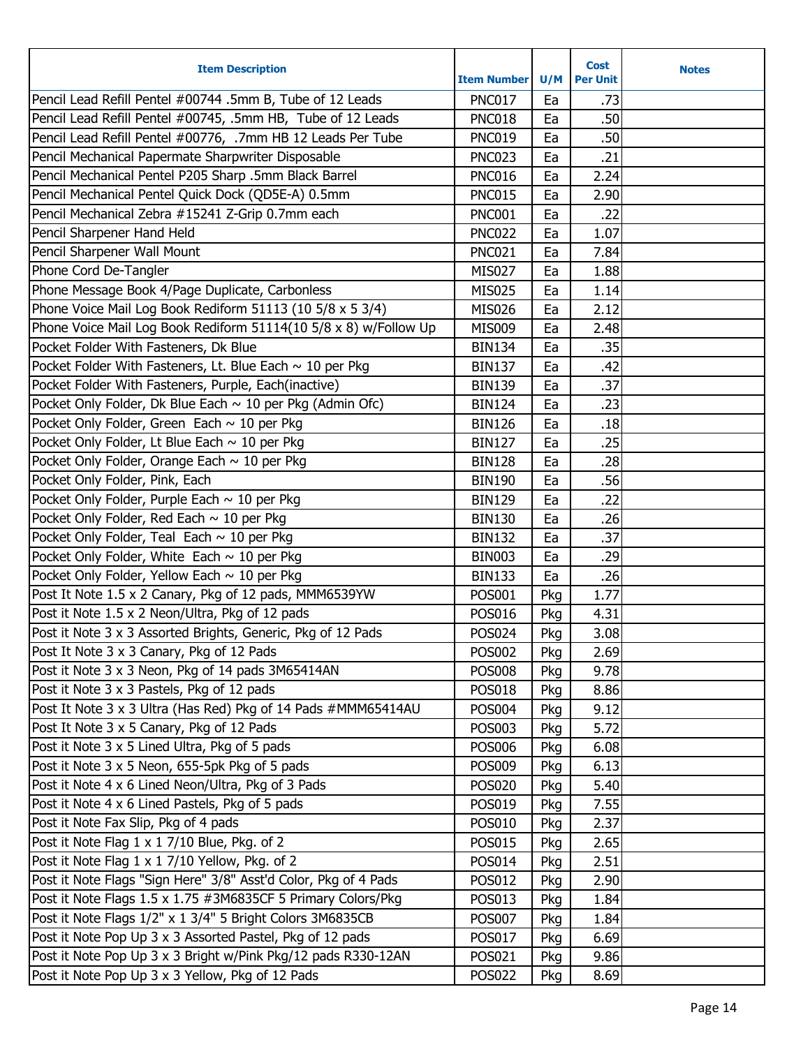| Item Description | Item Number | U/M | Cost Per Unit | Notes |
|---|---|---|---|---|
| Pencil Lead Refill Pentel #00744 .5mm B, Tube of 12 Leads | PNC017 | Ea | .73 | |
| Pencil Lead Refill Pentel #00745, .5mm HB, Tube of 12 Leads | PNC018 | Ea | .50 | |
| Pencil Lead Refill Pentel #00776, .7mm HB 12 Leads Per Tube | PNC019 | Ea | .50 | |
| Pencil Mechanical Papermate Sharpwriter Disposable | PNC023 | Ea | .21 | |
| Pencil Mechanical Pentel P205 Sharp .5mm Black Barrel | PNC016 | Ea | 2.24 | |
| Pencil Mechanical Pentel Quick Dock (QD5E-A) 0.5mm | PNC015 | Ea | 2.90 | |
| Pencil Mechanical Zebra #15241 Z-Grip 0.7mm each | PNC001 | Ea | .22 | |
| Pencil Sharpener Hand Held | PNC022 | Ea | 1.07 | |
| Pencil Sharpener Wall Mount | PNC021 | Ea | 7.84 | |
| Phone Cord De-Tangler | MIS027 | Ea | 1.88 | |
| Phone Message Book 4/Page Duplicate, Carbonless | MIS025 | Ea | 1.14 | |
| Phone Voice Mail Log Book Rediform 51113 (10 5/8 x 5 3/4) | MIS026 | Ea | 2.12 | |
| Phone Voice Mail Log Book Rediform 51114(10 5/8 x 8) w/Follow Up | MIS009 | Ea | 2.48 | |
| Pocket Folder With Fasteners, Dk Blue | BIN134 | Ea | .35 | |
| Pocket Folder With Fasteners, Lt. Blue Each ~ 10 per Pkg | BIN137 | Ea | .42 | |
| Pocket Folder With Fasteners, Purple, Each(inactive) | BIN139 | Ea | .37 | |
| Pocket Only Folder, Dk Blue Each ~ 10 per Pkg (Admin Ofc) | BIN124 | Ea | .23 | |
| Pocket Only Folder, Green Each ~ 10 per Pkg | BIN126 | Ea | .18 | |
| Pocket Only Folder, Lt Blue Each ~ 10 per Pkg | BIN127 | Ea | .25 | |
| Pocket Only Folder, Orange Each ~ 10 per Pkg | BIN128 | Ea | .28 | |
| Pocket Only Folder, Pink, Each | BIN190 | Ea | .56 | |
| Pocket Only Folder, Purple Each ~ 10 per Pkg | BIN129 | Ea | .22 | |
| Pocket Only Folder, Red Each ~ 10 per Pkg | BIN130 | Ea | .26 | |
| Pocket Only Folder, Teal Each ~ 10 per Pkg | BIN132 | Ea | .37 | |
| Pocket Only Folder, White Each ~ 10 per Pkg | BIN003 | Ea | .29 | |
| Pocket Only Folder, Yellow Each ~ 10 per Pkg | BIN133 | Ea | .26 | |
| Post It Note 1.5 x 2 Canary, Pkg of 12 pads, MMM6539YW | POS001 | Pkg | 1.77 | |
| Post it Note 1.5 x 2 Neon/Ultra, Pkg of 12 pads | POS016 | Pkg | 4.31 | |
| Post it Note 3 x 3 Assorted Brights, Generic, Pkg of 12 Pads | POS024 | Pkg | 3.08 | |
| Post It Note 3 x 3 Canary, Pkg of 12 Pads | POS002 | Pkg | 2.69 | |
| Post it Note 3 x 3 Neon, Pkg of 14 pads 3M65414AN | POS008 | Pkg | 9.78 | |
| Post it Note 3 x 3 Pastels, Pkg of 12 pads | POS018 | Pkg | 8.86 | |
| Post It Note 3 x 3 Ultra (Has Red) Pkg of 14 Pads #MMM65414AU | POS004 | Pkg | 9.12 | |
| Post It Note 3 x 5 Canary, Pkg of 12 Pads | POS003 | Pkg | 5.72 | |
| Post it Note 3 x 5 Lined Ultra, Pkg of 5 pads | POS006 | Pkg | 6.08 | |
| Post it Note 3 x 5 Neon, 655-5pk Pkg of 5 pads | POS009 | Pkg | 6.13 | |
| Post it Note 4 x 6 Lined Neon/Ultra, Pkg of 3 Pads | POS020 | Pkg | 5.40 | |
| Post it Note 4 x 6 Lined Pastels, Pkg of 5 pads | POS019 | Pkg | 7.55 | |
| Post it Note Fax Slip, Pkg of 4 pads | POS010 | Pkg | 2.37 | |
| Post it Note Flag 1 x 1 7/10 Blue, Pkg. of 2 | POS015 | Pkg | 2.65 | |
| Post it Note Flag 1 x 1 7/10 Yellow, Pkg. of 2 | POS014 | Pkg | 2.51 | |
| Post it Note Flags "Sign Here" 3/8" Asst'd Color, Pkg of 4 Pads | POS012 | Pkg | 2.90 | |
| Post it Note Flags 1.5 x 1.75 #3M6835CF 5 Primary Colors/Pkg | POS013 | Pkg | 1.84 | |
| Post it Note Flags 1/2" x 1 3/4" 5 Bright Colors 3M6835CB | POS007 | Pkg | 1.84 | |
| Post it Note Pop Up 3 x 3 Assorted Pastel, Pkg of 12 pads | POS017 | Pkg | 6.69 | |
| Post it Note Pop Up 3 x 3 Bright w/Pink Pkg/12 pads R330-12AN | POS021 | Pkg | 9.86 | |
| Post it Note Pop Up 3 x 3 Yellow, Pkg of 12 Pads | POS022 | Pkg | 8.69 | |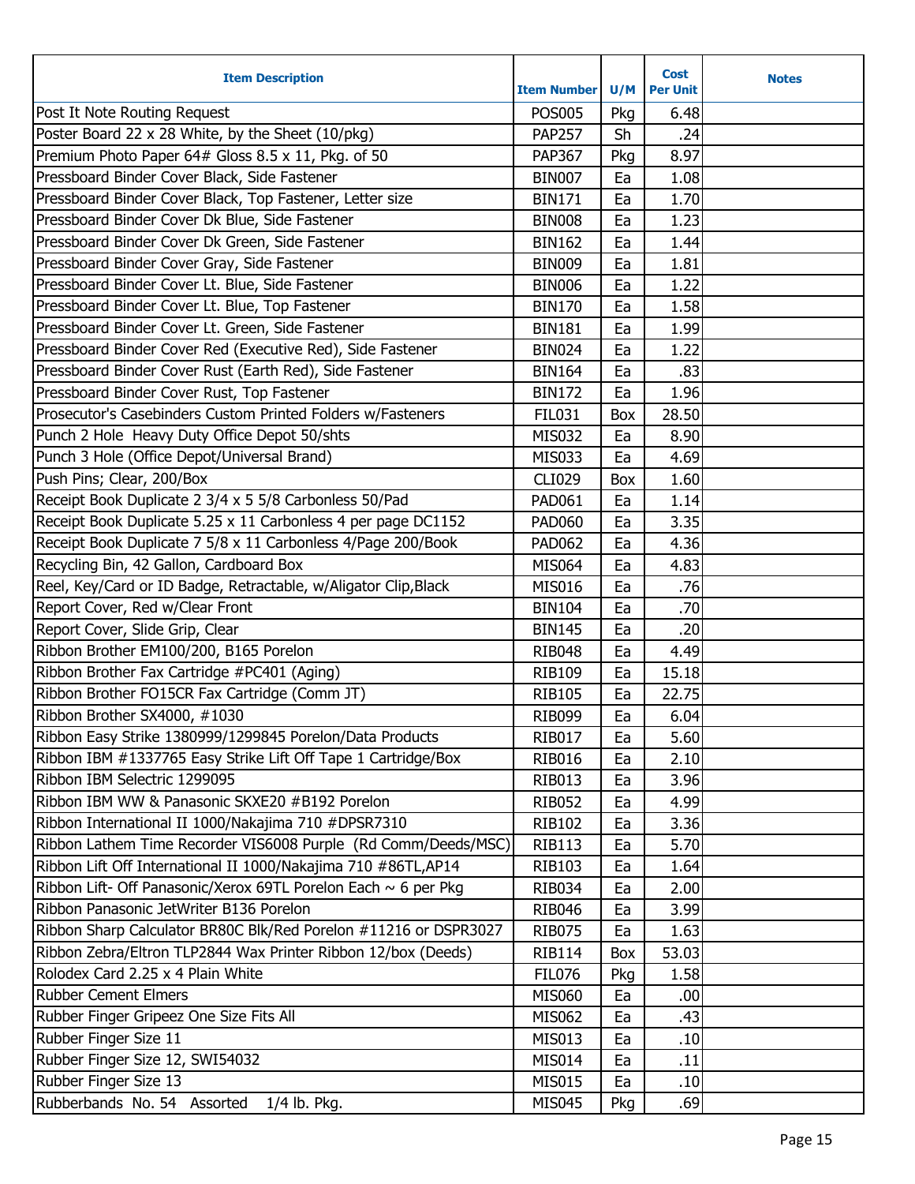| Item Description | Item Number | U/M | Cost Per Unit | Notes |
|---|---|---|---|---|
| Post It Note Routing Request | POS005 | Pkg | 6.48 | |
| Poster Board 22 x 28 White, by the Sheet (10/pkg) | PAP257 | Sh | .24 | |
| Premium Photo Paper 64# Gloss 8.5 x 11, Pkg. of 50 | PAP367 | Pkg | 8.97 | |
| Pressboard Binder Cover Black, Side Fastener | BIN007 | Ea | 1.08 | |
| Pressboard Binder Cover Black, Top Fastener, Letter size | BIN171 | Ea | 1.70 | |
| Pressboard Binder Cover Dk Blue, Side Fastener | BIN008 | Ea | 1.23 | |
| Pressboard Binder Cover Dk Green, Side Fastener | BIN162 | Ea | 1.44 | |
| Pressboard Binder Cover Gray, Side Fastener | BIN009 | Ea | 1.81 | |
| Pressboard Binder Cover Lt. Blue, Side Fastener | BIN006 | Ea | 1.22 | |
| Pressboard Binder Cover Lt. Blue, Top Fastener | BIN170 | Ea | 1.58 | |
| Pressboard Binder Cover Lt. Green, Side Fastener | BIN181 | Ea | 1.99 | |
| Pressboard Binder Cover Red (Executive Red), Side Fastener | BIN024 | Ea | 1.22 | |
| Pressboard Binder Cover Rust (Earth Red), Side Fastener | BIN164 | Ea | .83 | |
| Pressboard Binder Cover Rust, Top Fastener | BIN172 | Ea | 1.96 | |
| Prosecutor's Casebinders Custom Printed Folders w/Fasteners | FIL031 | Box | 28.50 | |
| Punch 2 Hole Heavy Duty Office Depot 50/shts | MIS032 | Ea | 8.90 | |
| Punch 3 Hole (Office Depot/Universal Brand) | MIS033 | Ea | 4.69 | |
| Push Pins; Clear, 200/Box | CLI029 | Box | 1.60 | |
| Receipt Book Duplicate 2 3/4 x 5 5/8 Carbonless 50/Pad | PAD061 | Ea | 1.14 | |
| Receipt Book Duplicate 5.25 x 11 Carbonless 4 per page DC1152 | PAD060 | Ea | 3.35 | |
| Receipt Book Duplicate 7 5/8 x 11 Carbonless 4/Page 200/Book | PAD062 | Ea | 4.36 | |
| Recycling Bin, 42 Gallon, Cardboard Box | MIS064 | Ea | 4.83 | |
| Reel, Key/Card or ID Badge, Retractable, w/Aligator Clip,Black | MIS016 | Ea | .76 | |
| Report Cover, Red w/Clear Front | BIN104 | Ea | .70 | |
| Report Cover, Slide Grip, Clear | BIN145 | Ea | .20 | |
| Ribbon Brother EM100/200, B165 Porelon | RIB048 | Ea | 4.49 | |
| Ribbon Brother Fax Cartridge #PC401 (Aging) | RIB109 | Ea | 15.18 | |
| Ribbon Brother FO15CR Fax Cartridge (Comm JT) | RIB105 | Ea | 22.75 | |
| Ribbon Brother SX4000, #1030 | RIB099 | Ea | 6.04 | |
| Ribbon Easy Strike 1380999/1299845 Porelon/Data Products | RIB017 | Ea | 5.60 | |
| Ribbon IBM #1337765 Easy Strike Lift Off Tape 1 Cartridge/Box | RIB016 | Ea | 2.10 | |
| Ribbon IBM Selectric 1299095 | RIB013 | Ea | 3.96 | |
| Ribbon IBM WW & Panasonic SKXE20 #B192 Porelon | RIB052 | Ea | 4.99 | |
| Ribbon International II 1000/Nakajima 710 #DPSR7310 | RIB102 | Ea | 3.36 | |
| Ribbon Lathem Time Recorder VIS6008 Purple (Rd Comm/Deeds/MSC) | RIB113 | Ea | 5.70 | |
| Ribbon Lift Off International II 1000/Nakajima 710 #86TL,AP14 | RIB103 | Ea | 1.64 | |
| Ribbon Lift- Off Panasonic/Xerox 69TL Porelon Each ~ 6 per Pkg | RIB034 | Ea | 2.00 | |
| Ribbon Panasonic JetWriter B136 Porelon | RIB046 | Ea | 3.99 | |
| Ribbon Sharp Calculator BR80C Blk/Red Porelon #11216 or DSPR3027 | RIB075 | Ea | 1.63 | |
| Ribbon Zebra/Eltron TLP2844 Wax Printer Ribbon 12/box (Deeds) | RIB114 | Box | 53.03 | |
| Rolodex Card 2.25 x 4 Plain White | FIL076 | Pkg | 1.58 | |
| Rubber Cement Elmers | MIS060 | Ea | .00 | |
| Rubber Finger Gripeez One Size Fits All | MIS062 | Ea | .43 | |
| Rubber Finger Size 11 | MIS013 | Ea | .10 | |
| Rubber Finger Size 12, SWI54032 | MIS014 | Ea | .11 | |
| Rubber Finger Size 13 | MIS015 | Ea | .10 | |
| Rubberbands No. 54 Assorted 1/4 lb. Pkg. | MIS045 | Pkg | .69 | |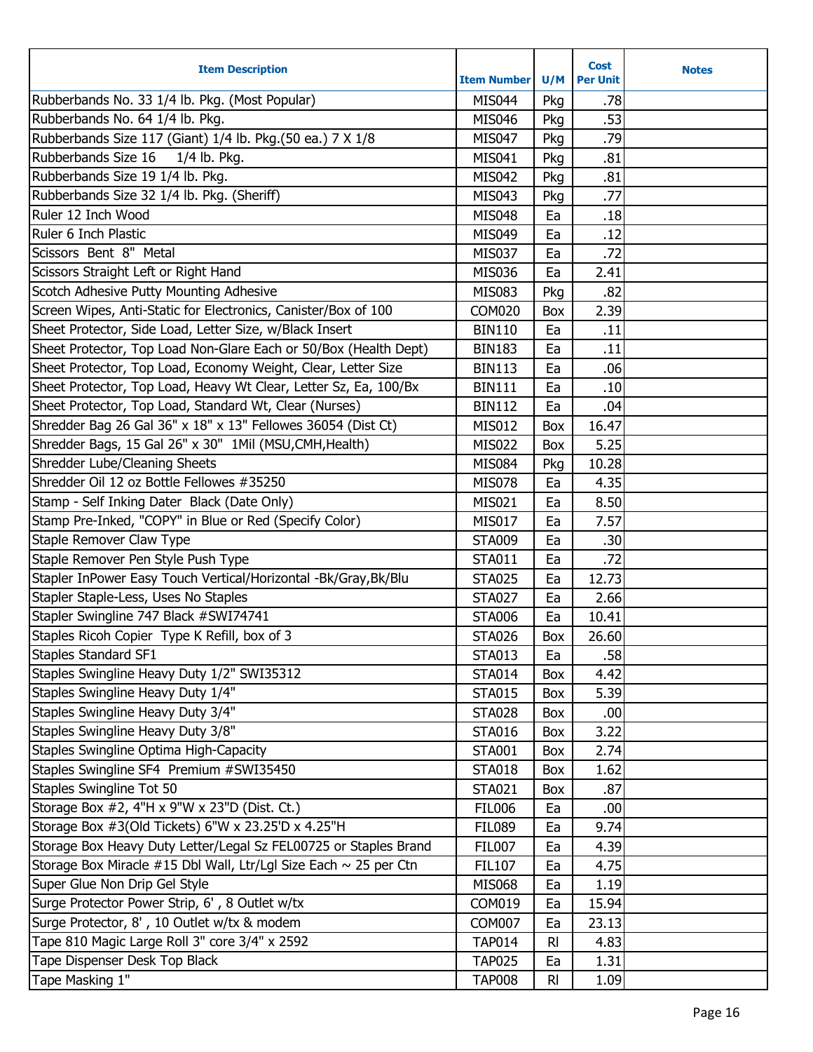| Item Description | Item Number | U/M | Cost Per Unit | Notes |
|---|---|---|---|---|
| Rubberbands No. 33 1/4 lb. Pkg. (Most Popular) | MIS044 | Pkg | .78 | |
| Rubberbands No. 64 1/4 lb. Pkg. | MIS046 | Pkg | .53 | |
| Rubberbands Size 117 (Giant) 1/4 lb. Pkg.(50 ea.) 7 X 1/8 | MIS047 | Pkg | .79 | |
| Rubberbands Size 16 1/4 lb. Pkg. | MIS041 | Pkg | .81 | |
| Rubberbands Size 19 1/4 lb. Pkg. | MIS042 | Pkg | .81 | |
| Rubberbands Size 32 1/4 lb. Pkg. (Sheriff) | MIS043 | Pkg | .77 | |
| Ruler 12 Inch Wood | MIS048 | Ea | .18 | |
| Ruler 6 Inch Plastic | MIS049 | Ea | .12 | |
| Scissors Bent 8" Metal | MIS037 | Ea | .72 | |
| Scissors Straight Left or Right Hand | MIS036 | Ea | 2.41 | |
| Scotch Adhesive Putty Mounting Adhesive | MIS083 | Pkg | .82 | |
| Screen Wipes, Anti-Static for Electronics, Canister/Box of 100 | COM020 | Box | 2.39 | |
| Sheet Protector, Side Load, Letter Size, w/Black Insert | BIN110 | Ea | .11 | |
| Sheet Protector, Top Load Non-Glare Each or 50/Box (Health Dept) | BIN183 | Ea | .11 | |
| Sheet Protector, Top Load, Economy Weight, Clear, Letter Size | BIN113 | Ea | .06 | |
| Sheet Protector, Top Load, Heavy Wt Clear, Letter Sz, Ea, 100/Bx | BIN111 | Ea | .10 | |
| Sheet Protector, Top Load, Standard Wt, Clear (Nurses) | BIN112 | Ea | .04 | |
| Shredder Bag 26 Gal 36" x 18" x 13" Fellowes 36054 (Dist Ct) | MIS012 | Box | 16.47 | |
| Shredder Bags, 15 Gal 26" x 30" 1Mil (MSU,CMH,Health) | MIS022 | Box | 5.25 | |
| Shredder Lube/Cleaning Sheets | MIS084 | Pkg | 10.28 | |
| Shredder Oil 12 oz Bottle Fellowes #35250 | MIS078 | Ea | 4.35 | |
| Stamp - Self Inking Dater Black (Date Only) | MIS021 | Ea | 8.50 | |
| Stamp Pre-Inked, "COPY" in Blue or Red (Specify Color) | MIS017 | Ea | 7.57 | |
| Staple Remover Claw Type | STA009 | Ea | .30 | |
| Staple Remover Pen Style Push Type | STA011 | Ea | .72 | |
| Stapler InPower Easy Touch Vertical/Horizontal -Bk/Gray,Bk/Blu | STA025 | Ea | 12.73 | |
| Stapler Staple-Less, Uses No Staples | STA027 | Ea | 2.66 | |
| Stapler Swingline 747 Black #SWI74741 | STA006 | Ea | 10.41 | |
| Staples Ricoh Copier Type K Refill, box of 3 | STA026 | Box | 26.60 | |
| Staples Standard SF1 | STA013 | Ea | .58 | |
| Staples Swingline Heavy Duty 1/2" SWI35312 | STA014 | Box | 4.42 | |
| Staples Swingline Heavy Duty 1/4" | STA015 | Box | 5.39 | |
| Staples Swingline Heavy Duty 3/4" | STA028 | Box | .00 | |
| Staples Swingline Heavy Duty 3/8" | STA016 | Box | 3.22 | |
| Staples Swingline Optima High-Capacity | STA001 | Box | 2.74 | |
| Staples Swingline SF4 Premium #SWI35450 | STA018 | Box | 1.62 | |
| Staples Swingline Tot 50 | STA021 | Box | .87 | |
| Storage Box #2, 4"H x 9"W x 23"D (Dist. Ct.) | FIL006 | Ea | .00 | |
| Storage Box #3(Old Tickets) 6"W x 23.25'D x 4.25"H | FIL089 | Ea | 9.74 | |
| Storage Box Heavy Duty Letter/Legal Sz FEL00725 or Staples Brand | FIL007 | Ea | 4.39 | |
| Storage Box Miracle #15 Dbl Wall, Ltr/Lgl Size Each ~ 25 per Ctn | FIL107 | Ea | 4.75 | |
| Super Glue Non Drip Gel Style | MIS068 | Ea | 1.19 | |
| Surge Protector Power Strip, 6' , 8 Outlet w/tx | COM019 | Ea | 15.94 | |
| Surge Protector, 8' , 10 Outlet w/tx & modem | COM007 | Ea | 23.13 | |
| Tape 810 Magic Large Roll 3" core 3/4" x 2592 | TAP014 | Rl | 4.83 | |
| Tape Dispenser Desk Top Black | TAP025 | Ea | 1.31 | |
| Tape Masking 1" | TAP008 | Rl | 1.09 | |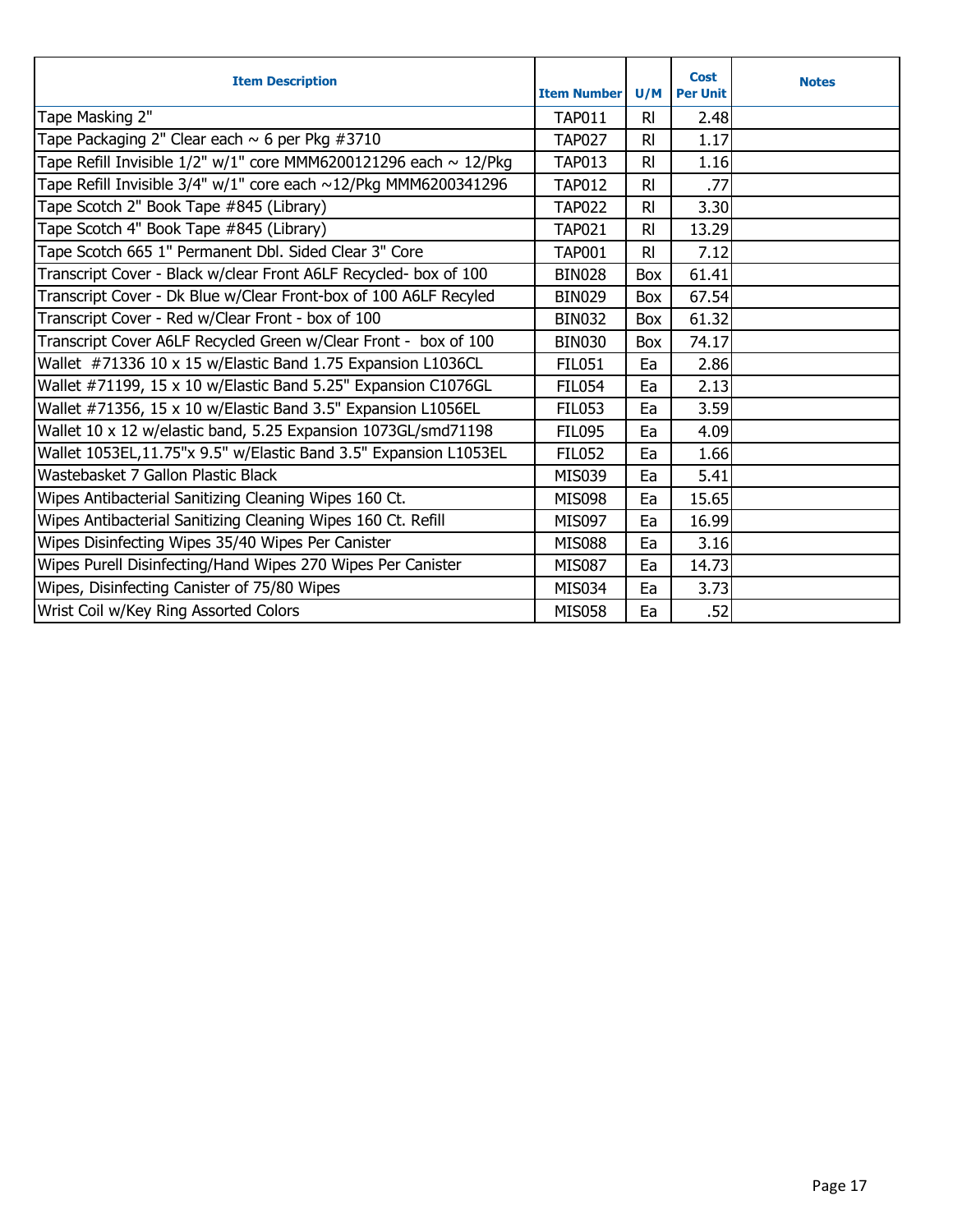| Item Description | Item Number | U/M | Cost Per Unit | Notes |
|---|---|---|---|---|
| Tape Masking 2" | TAP011 | Rl | 2.48 | |
| Tape Packaging 2" Clear each ~ 6 per Pkg #3710 | TAP027 | Rl | 1.17 | |
| Tape Refill Invisible 1/2" w/1" core MMM6200121296 each ~ 12/Pkg | TAP013 | Rl | 1.16 | |
| Tape Refill Invisible 3/4" w/1" core each ~12/Pkg MMM6200341296 | TAP012 | Rl | .77 | |
| Tape Scotch 2" Book Tape #845 (Library) | TAP022 | Rl | 3.30 | |
| Tape Scotch 4" Book Tape #845 (Library) | TAP021 | Rl | 13.29 | |
| Tape Scotch 665 1" Permanent Dbl. Sided Clear 3" Core | TAP001 | Rl | 7.12 | |
| Transcript Cover - Black w/clear Front A6LF Recycled- box of 100 | BIN028 | Box | 61.41 | |
| Transcript Cover - Dk Blue w/Clear Front-box of 100 A6LF Recyled | BIN029 | Box | 67.54 | |
| Transcript Cover - Red w/Clear Front - box of 100 | BIN032 | Box | 61.32 | |
| Transcript Cover A6LF Recycled Green w/Clear Front - box of 100 | BIN030 | Box | 74.17 | |
| Wallet #71336 10 x 15 w/Elastic Band 1.75 Expansion L1036CL | FIL051 | Ea | 2.86 | |
| Wallet #71199, 15 x 10 w/Elastic Band 5.25" Expansion C1076GL | FIL054 | Ea | 2.13 | |
| Wallet #71356, 15 x 10 w/Elastic Band 3.5" Expansion L1056EL | FIL053 | Ea | 3.59 | |
| Wallet 10 x 12 w/elastic band, 5.25 Expansion 1073GL/smd71198 | FIL095 | Ea | 4.09 | |
| Wallet 1053EL,11.75"x 9.5" w/Elastic Band 3.5" Expansion L1053EL | FIL052 | Ea | 1.66 | |
| Wastebasket 7 Gallon Plastic Black | MIS039 | Ea | 5.41 | |
| Wipes Antibacterial Sanitizing Cleaning Wipes 160 Ct. | MIS098 | Ea | 15.65 | |
| Wipes Antibacterial Sanitizing Cleaning Wipes 160 Ct. Refill | MIS097 | Ea | 16.99 | |
| Wipes Disinfecting Wipes 35/40 Wipes Per Canister | MIS088 | Ea | 3.16 | |
| Wipes Purell Disinfecting/Hand Wipes 270 Wipes Per Canister | MIS087 | Ea | 14.73 | |
| Wipes, Disinfecting Canister of 75/80 Wipes | MIS034 | Ea | 3.73 | |
| Wrist Coil w/Key Ring Assorted Colors | MIS058 | Ea | .52 | |